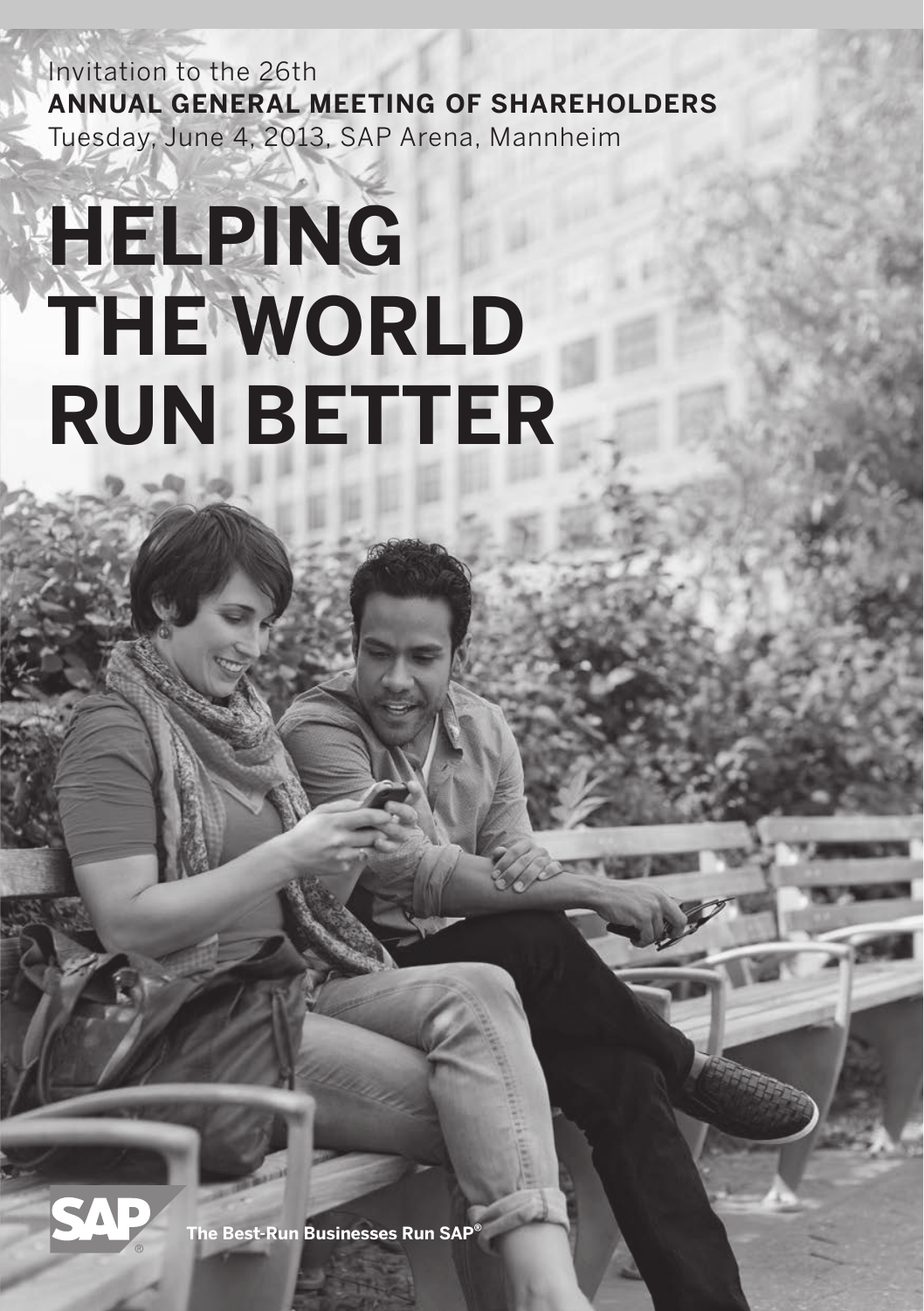Invitation to the 26th
**ANNUAL GENERAL MEETING OF SHAREHOLDERS**
Tuesday, June 4, 2013, SAP Arena, Mannheim

# HELPING THE WORLD RUN BETTER

SAP®

**The Best-Run Businesses Run SAP®**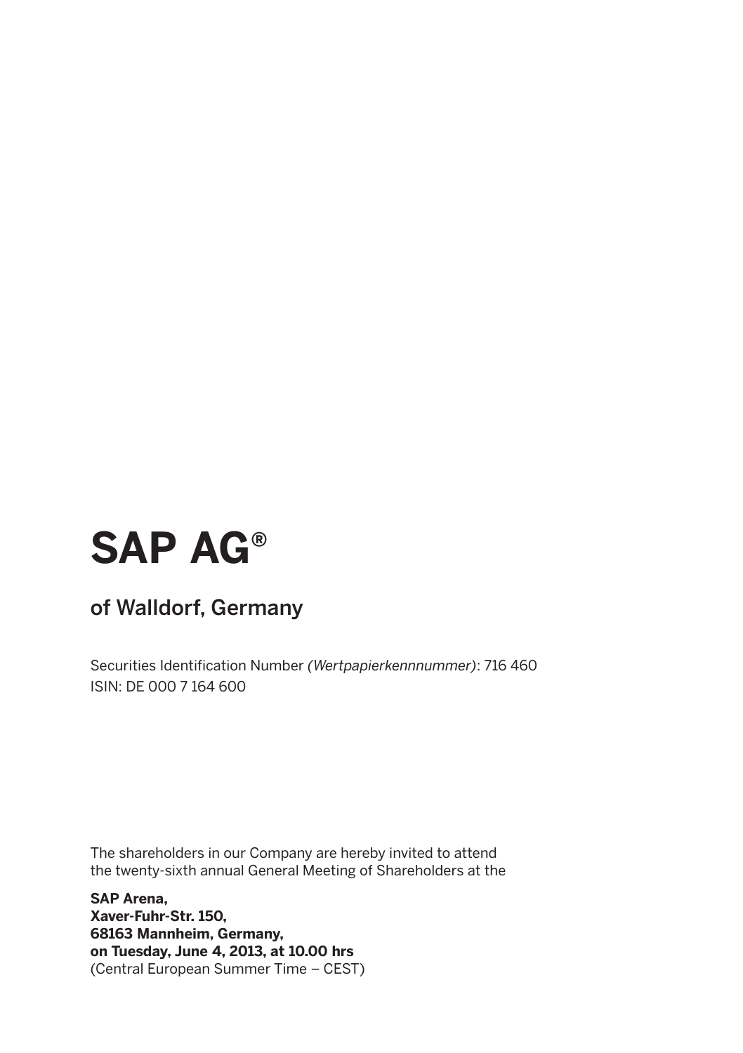# SAP AG®

## of Walldorf, Germany

Securities Identification Number *(Wertpapierkennnummer)*: 716 460
ISIN: DE 000 7 164 600

The shareholders in our Company are hereby invited to attend the twenty-sixth annual General Meeting of Shareholders at the

**SAP Arena,**
**Xaver-Fuhr-Str. 150,**
**68163 Mannheim, Germany,**
**on Tuesday, June 4, 2013, at 10.00 hrs**
(Central European Summer Time – CEST)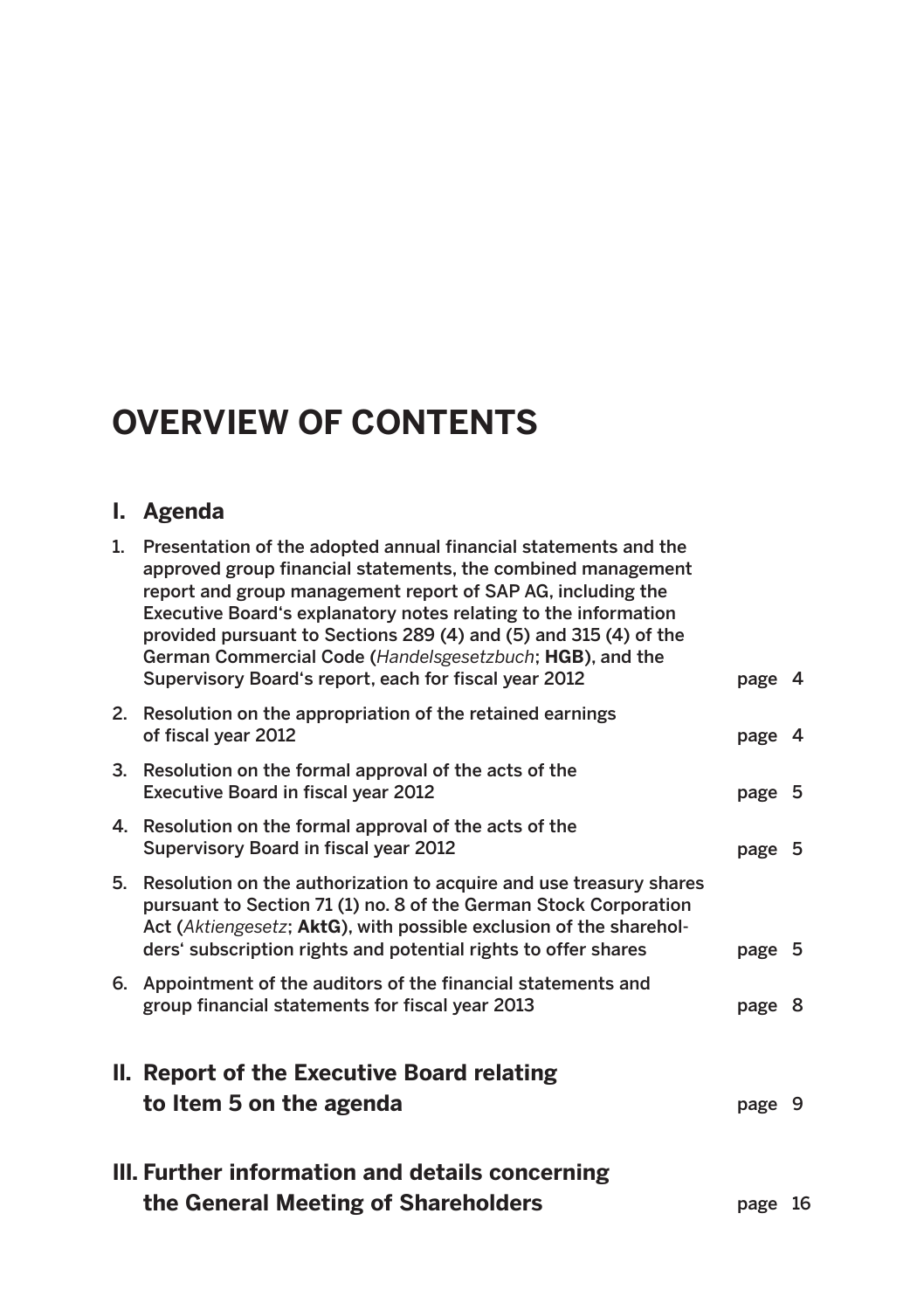# OVERVIEW OF CONTENTS

## I. Agenda

| | | |
|---|---|---|
| 1. | Presentation of the adopted annual financial statements and the approved group financial statements, the combined management report and group management report of SAP AG, including the Executive Board's explanatory notes relating to the information provided pursuant to Sections 289 (4) and (5) and 315 (4) of the German Commercial Code (*Handelsgesetzbuch*; **HGB**), and the Supervisory Board's report, each for fiscal year 2012 | page 4 |
| 2. | Resolution on the appropriation of the retained earnings of fiscal year 2012 | page 4 |
| 3. | Resolution on the formal approval of the acts of the Executive Board in fiscal year 2012 | page 5 |
| 4. | Resolution on the formal approval of the acts of the Supervisory Board in fiscal year 2012 | page 5 |
| 5. | Resolution on the authorization to acquire and use treasury shares pursuant to Section 71 (1) no. 8 of the German Stock Corporation Act (*Aktiengesetz*; **AktG**), with possible exclusion of the shareholders' subscription rights and potential rights to offer shares | page 5 |
| 6. | Appointment of the auditors of the financial statements and group financial statements for fiscal year 2013 | page 8 |

## II. Report of the Executive Board relating to Item 5 on the agenda — page 9

## III. Further information and details concerning the General Meeting of Shareholders — page 16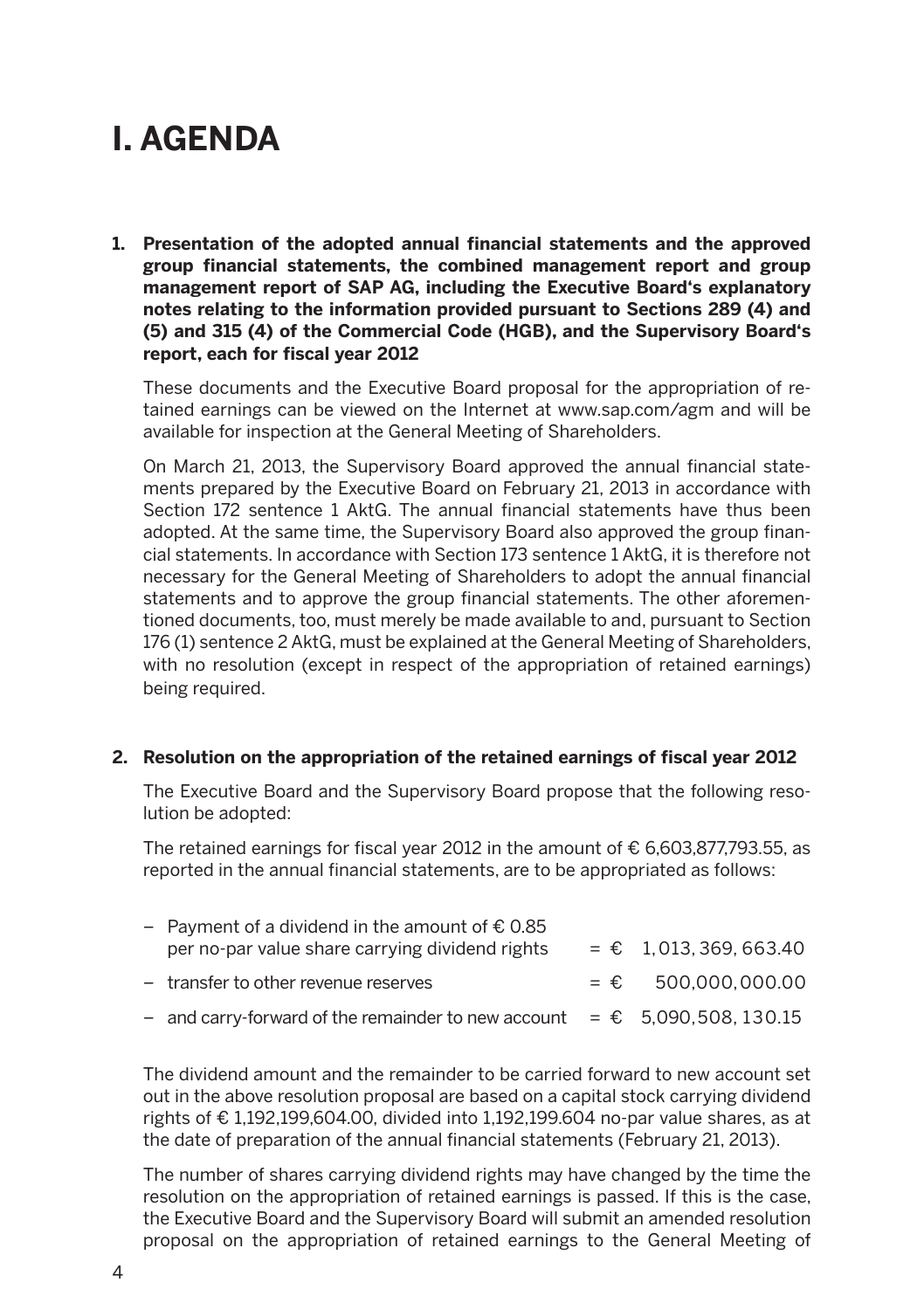# I. AGENDA

**1. Presentation of the adopted annual financial statements and the approved group financial statements, the combined management report and group management report of SAP AG, including the Executive Board's explanatory notes relating to the information provided pursuant to Sections 289 (4) and (5) and 315 (4) of the Commercial Code (HGB), and the Supervisory Board's report, each for fiscal year 2012**

These documents and the Executive Board proposal for the appropriation of retained earnings can be viewed on the Internet at www.sap.com/agm and will be available for inspection at the General Meeting of Shareholders.

On March 21, 2013, the Supervisory Board approved the annual financial statements prepared by the Executive Board on February 21, 2013 in accordance with Section 172 sentence 1 AktG. The annual financial statements have thus been adopted. At the same time, the Supervisory Board also approved the group financial statements. In accordance with Section 173 sentence 1 AktG, it is therefore not necessary for the General Meeting of Shareholders to adopt the annual financial statements and to approve the group financial statements. The other aforementioned documents, too, must merely be made available to and, pursuant to Section 176 (1) sentence 2 AktG, must be explained at the General Meeting of Shareholders, with no resolution (except in respect of the appropriation of retained earnings) being required.

**2. Resolution on the appropriation of the retained earnings of fiscal year 2012**

The Executive Board and the Supervisory Board propose that the following resolution be adopted:

The retained earnings for fiscal year 2012 in the amount of € 6,603,877,793.55, as reported in the annual financial statements, are to be appropriated as follows:

| | | |
|---|---|---|
| – Payment of a dividend in the amount of € 0.85 per no-par value share carrying dividend rights | = € | 1,013,369,663.40 |
| – transfer to other revenue reserves | = € | 500,000,000.00 |
| – and carry-forward of the remainder to new account | = € | 5,090,508,130.15 |

The dividend amount and the remainder to be carried forward to new account set out in the above resolution proposal are based on a capital stock carrying dividend rights of € 1,192,199,604.00, divided into 1,192,199.604 no-par value shares, as at the date of preparation of the annual financial statements (February 21, 2013).

The number of shares carrying dividend rights may have changed by the time the resolution on the appropriation of retained earnings is passed. If this is the case, the Executive Board and the Supervisory Board will submit an amended resolution proposal on the appropriation of retained earnings to the General Meeting of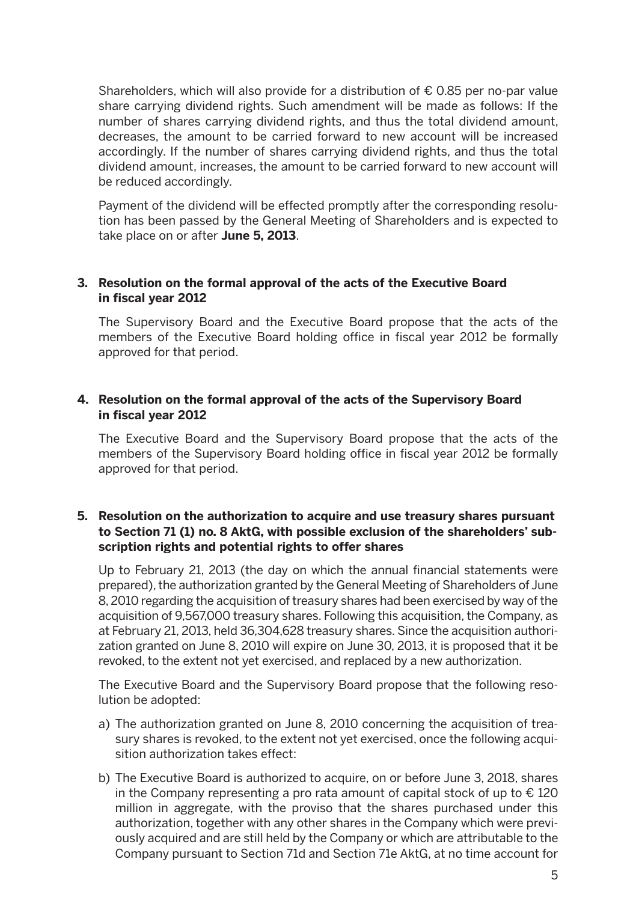Shareholders, which will also provide for a distribution of € 0.85 per no-par value share carrying dividend rights. Such amendment will be made as follows: If the number of shares carrying dividend rights, and thus the total dividend amount, decreases, the amount to be carried forward to new account will be increased accordingly. If the number of shares carrying dividend rights, and thus the total dividend amount, increases, the amount to be carried forward to new account will be reduced accordingly.

Payment of the dividend will be effected promptly after the corresponding resolution has been passed by the General Meeting of Shareholders and is expected to take place on or after **June 5, 2013**.

### 3. Resolution on the formal approval of the acts of the Executive Board in fiscal year 2012

The Supervisory Board and the Executive Board propose that the acts of the members of the Executive Board holding office in fiscal year 2012 be formally approved for that period.

### 4. Resolution on the formal approval of the acts of the Supervisory Board in fiscal year 2012

The Executive Board and the Supervisory Board propose that the acts of the members of the Supervisory Board holding office in fiscal year 2012 be formally approved for that period.

### 5. Resolution on the authorization to acquire and use treasury shares pursuant to Section 71 (1) no. 8 AktG, with possible exclusion of the shareholders' subscription rights and potential rights to offer shares

Up to February 21, 2013 (the day on which the annual financial statements were prepared), the authorization granted by the General Meeting of Shareholders of June 8, 2010 regarding the acquisition of treasury shares had been exercised by way of the acquisition of 9,567,000 treasury shares. Following this acquisition, the Company, as at February 21, 2013, held 36,304,628 treasury shares. Since the acquisition authorization granted on June 8, 2010 will expire on June 30, 2013, it is proposed that it be revoked, to the extent not yet exercised, and replaced by a new authorization.

The Executive Board and the Supervisory Board propose that the following resolution be adopted:

a) The authorization granted on June 8, 2010 concerning the acquisition of treasury shares is revoked, to the extent not yet exercised, once the following acquisition authorization takes effect:

b) The Executive Board is authorized to acquire, on or before June 3, 2018, shares in the Company representing a pro rata amount of capital stock of up to € 120 million in aggregate, with the proviso that the shares purchased under this authorization, together with any other shares in the Company which were previously acquired and are still held by the Company or which are attributable to the Company pursuant to Section 71d and Section 71e AktG, at no time account for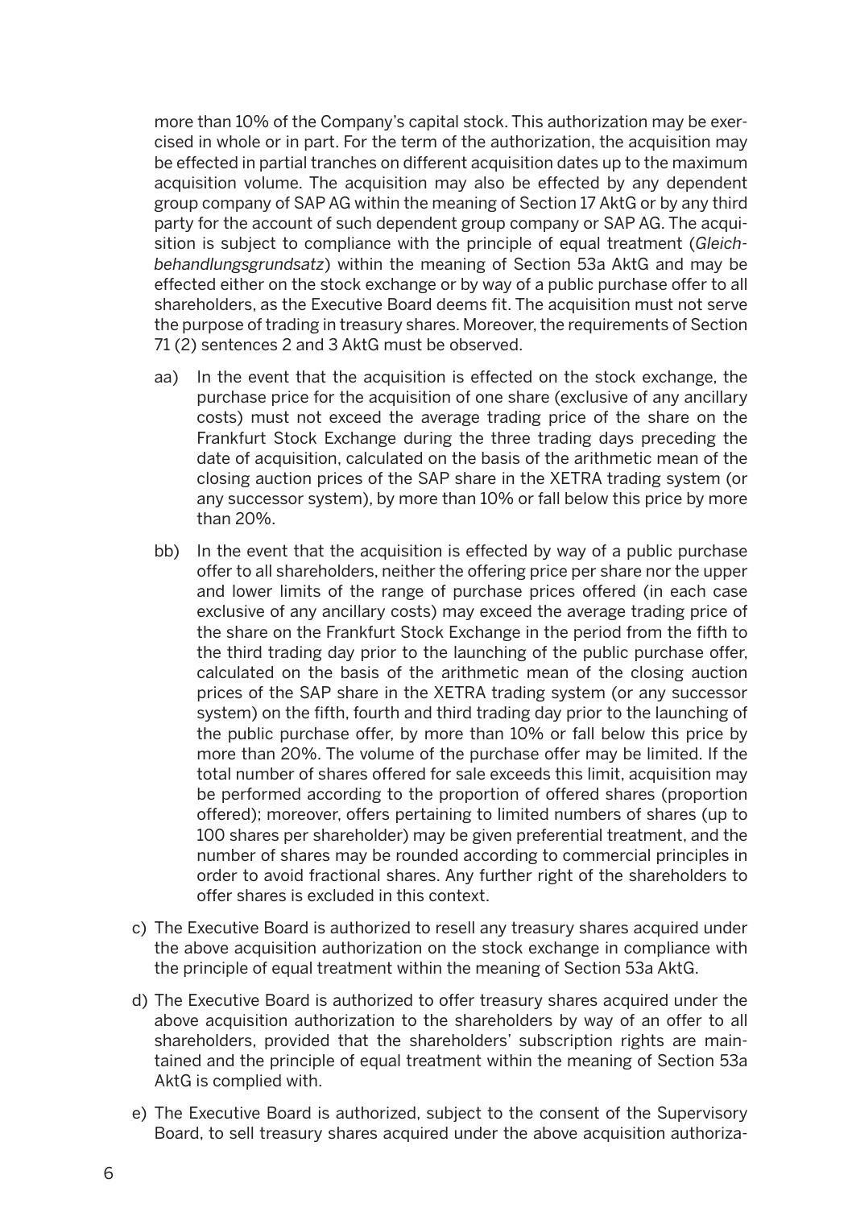more than 10% of the Company's capital stock. This authorization may be exercised in whole or in part. For the term of the authorization, the acquisition may be effected in partial tranches on different acquisition dates up to the maximum acquisition volume. The acquisition may also be effected by any dependent group company of SAP AG within the meaning of Section 17 AktG or by any third party for the account of such dependent group company or SAP AG. The acquisition is subject to compliance with the principle of equal treatment (*Gleichbehandlungsgrundsatz*) within the meaning of Section 53a AktG and may be effected either on the stock exchange or by way of a public purchase offer to all shareholders, as the Executive Board deems fit. The acquisition must not serve the purpose of trading in treasury shares. Moreover, the requirements of Section 71 (2) sentences 2 and 3 AktG must be observed.

aa) In the event that the acquisition is effected on the stock exchange, the purchase price for the acquisition of one share (exclusive of any ancillary costs) must not exceed the average trading price of the share on the Frankfurt Stock Exchange during the three trading days preceding the date of acquisition, calculated on the basis of the arithmetic mean of the closing auction prices of the SAP share in the XETRA trading system (or any successor system), by more than 10% or fall below this price by more than 20%.

bb) In the event that the acquisition is effected by way of a public purchase offer to all shareholders, neither the offering price per share nor the upper and lower limits of the range of purchase prices offered (in each case exclusive of any ancillary costs) may exceed the average trading price of the share on the Frankfurt Stock Exchange in the period from the fifth to the third trading day prior to the launching of the public purchase offer, calculated on the basis of the arithmetic mean of the closing auction prices of the SAP share in the XETRA trading system (or any successor system) on the fifth, fourth and third trading day prior to the launching of the public purchase offer, by more than 10% or fall below this price by more than 20%. The volume of the purchase offer may be limited. If the total number of shares offered for sale exceeds this limit, acquisition may be performed according to the proportion of offered shares (proportion offered); moreover, offers pertaining to limited numbers of shares (up to 100 shares per shareholder) may be given preferential treatment, and the number of shares may be rounded according to commercial principles in order to avoid fractional shares. Any further right of the shareholders to offer shares is excluded in this context.

c) The Executive Board is authorized to resell any treasury shares acquired under the above acquisition authorization on the stock exchange in compliance with the principle of equal treatment within the meaning of Section 53a AktG.

d) The Executive Board is authorized to offer treasury shares acquired under the above acquisition authorization to the shareholders by way of an offer to all shareholders, provided that the shareholders' subscription rights are maintained and the principle of equal treatment within the meaning of Section 53a AktG is complied with.

e) The Executive Board is authorized, subject to the consent of the Supervisory Board, to sell treasury shares acquired under the above acquisition authoriza-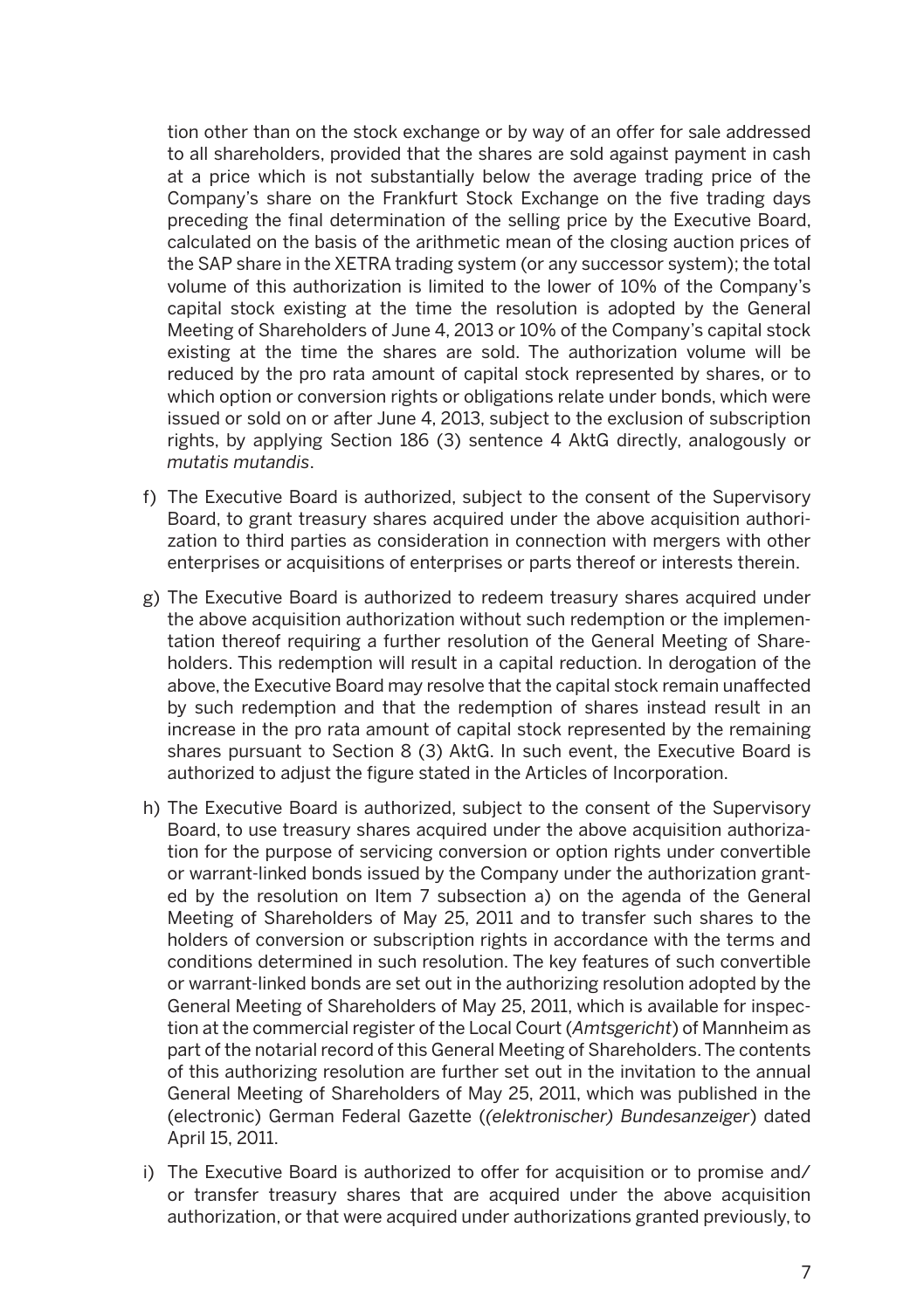tion other than on the stock exchange or by way of an offer for sale addressed to all shareholders, provided that the shares are sold against payment in cash at a price which is not substantially below the average trading price of the Company's share on the Frankfurt Stock Exchange on the five trading days preceding the final determination of the selling price by the Executive Board, calculated on the basis of the arithmetic mean of the closing auction prices of the SAP share in the XETRA trading system (or any successor system); the total volume of this authorization is limited to the lower of 10% of the Company's capital stock existing at the time the resolution is adopted by the General Meeting of Shareholders of June 4, 2013 or 10% of the Company's capital stock existing at the time the shares are sold. The authorization volume will be reduced by the pro rata amount of capital stock represented by shares, or to which option or conversion rights or obligations relate under bonds, which were issued or sold on or after June 4, 2013, subject to the exclusion of subscription rights, by applying Section 186 (3) sentence 4 AktG directly, analogously or *mutatis mutandis*.

f) The Executive Board is authorized, subject to the consent of the Supervisory Board, to grant treasury shares acquired under the above acquisition authorization to third parties as consideration in connection with mergers with other enterprises or acquisitions of enterprises or parts thereof or interests therein.

g) The Executive Board is authorized to redeem treasury shares acquired under the above acquisition authorization without such redemption or the implementation thereof requiring a further resolution of the General Meeting of Shareholders. This redemption will result in a capital reduction. In derogation of the above, the Executive Board may resolve that the capital stock remain unaffected by such redemption and that the redemption of shares instead result in an increase in the pro rata amount of capital stock represented by the remaining shares pursuant to Section 8 (3) AktG. In such event, the Executive Board is authorized to adjust the figure stated in the Articles of Incorporation.

h) The Executive Board is authorized, subject to the consent of the Supervisory Board, to use treasury shares acquired under the above acquisition authorization for the purpose of servicing conversion or option rights under convertible or warrant-linked bonds issued by the Company under the authorization granted by the resolution on Item 7 subsection a) on the agenda of the General Meeting of Shareholders of May 25, 2011 and to transfer such shares to the holders of conversion or subscription rights in accordance with the terms and conditions determined in such resolution. The key features of such convertible or warrant-linked bonds are set out in the authorizing resolution adopted by the General Meeting of Shareholders of May 25, 2011, which is available for inspection at the commercial register of the Local Court (*Amtsgericht*) of Mannheim as part of the notarial record of this General Meeting of Shareholders. The contents of this authorizing resolution are further set out in the invitation to the annual General Meeting of Shareholders of May 25, 2011, which was published in the (electronic) German Federal Gazette (*(elektronischer) Bundesanzeiger*) dated April 15, 2011.

i) The Executive Board is authorized to offer for acquisition or to promise and/or transfer treasury shares that are acquired under the above acquisition authorization, or that were acquired under authorizations granted previously, to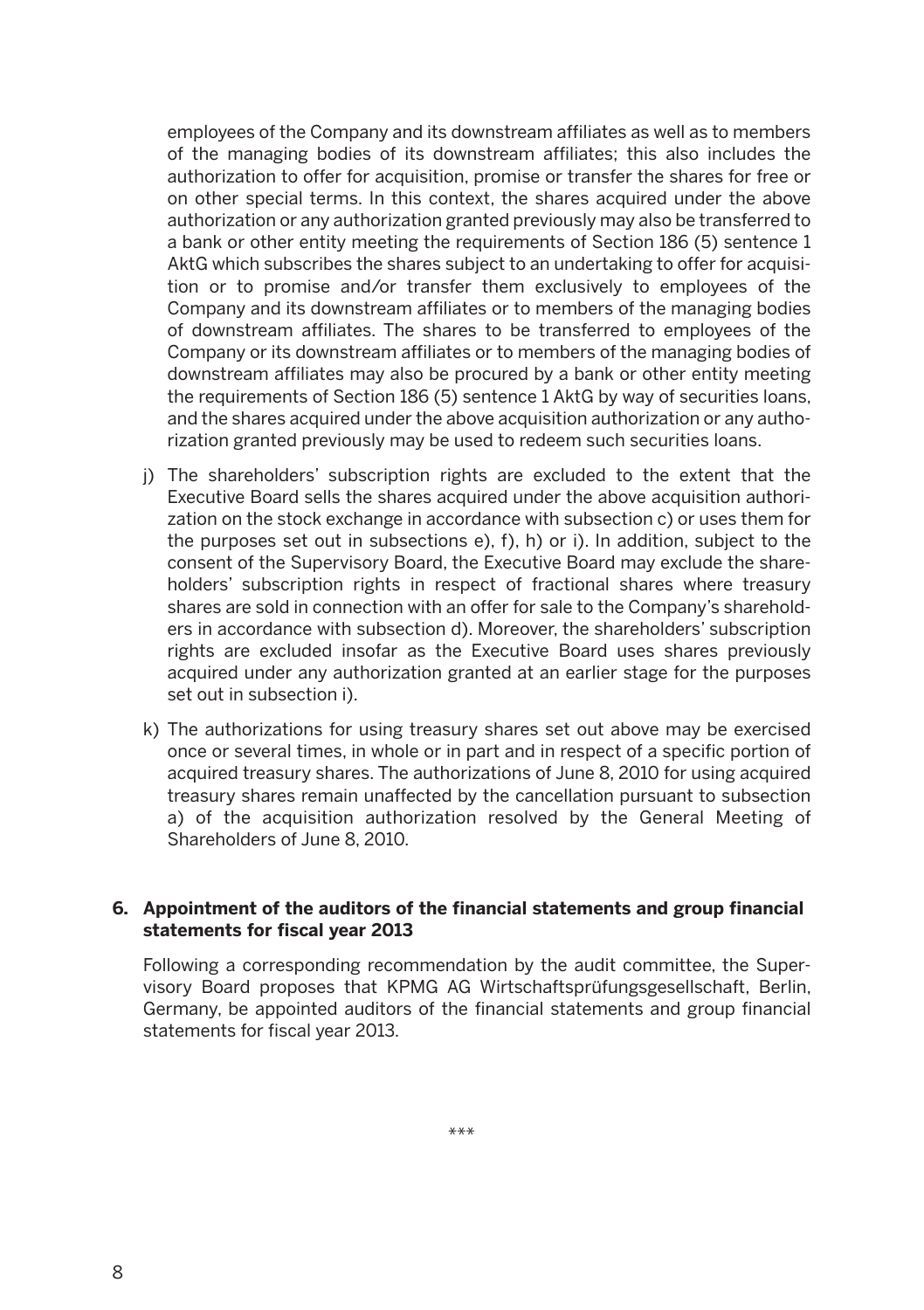employees of the Company and its downstream affiliates as well as to members of the managing bodies of its downstream affiliates; this also includes the authorization to offer for acquisition, promise or transfer the shares for free or on other special terms. In this context, the shares acquired under the above authorization or any authorization granted previously may also be transferred to a bank or other entity meeting the requirements of Section 186 (5) sentence 1 AktG which subscribes the shares subject to an undertaking to offer for acquisition or to promise and/or transfer them exclusively to employees of the Company and its downstream affiliates or to members of the managing bodies of downstream affiliates. The shares to be transferred to employees of the Company or its downstream affiliates or to members of the managing bodies of downstream affiliates may also be procured by a bank or other entity meeting the requirements of Section 186 (5) sentence 1 AktG by way of securities loans, and the shares acquired under the above acquisition authorization or any authorization granted previously may be used to redeem such securities loans.

j) The shareholders' subscription rights are excluded to the extent that the Executive Board sells the shares acquired under the above acquisition authorization on the stock exchange in accordance with subsection c) or uses them for the purposes set out in subsections e), f), h) or i). In addition, subject to the consent of the Supervisory Board, the Executive Board may exclude the shareholders' subscription rights in respect of fractional shares where treasury shares are sold in connection with an offer for sale to the Company's shareholders in accordance with subsection d). Moreover, the shareholders' subscription rights are excluded insofar as the Executive Board uses shares previously acquired under any authorization granted at an earlier stage for the purposes set out in subsection i).

k) The authorizations for using treasury shares set out above may be exercised once or several times, in whole or in part and in respect of a specific portion of acquired treasury shares. The authorizations of June 8, 2010 for using acquired treasury shares remain unaffected by the cancellation pursuant to subsection a) of the acquisition authorization resolved by the General Meeting of Shareholders of June 8, 2010.

**6. Appointment of the auditors of the financial statements and group financial statements for fiscal year 2013**

Following a corresponding recommendation by the audit committee, the Supervisory Board proposes that KPMG AG Wirtschaftsprüfungsgesellschaft, Berlin, Germany, be appointed auditors of the financial statements and group financial statements for fiscal year 2013.

***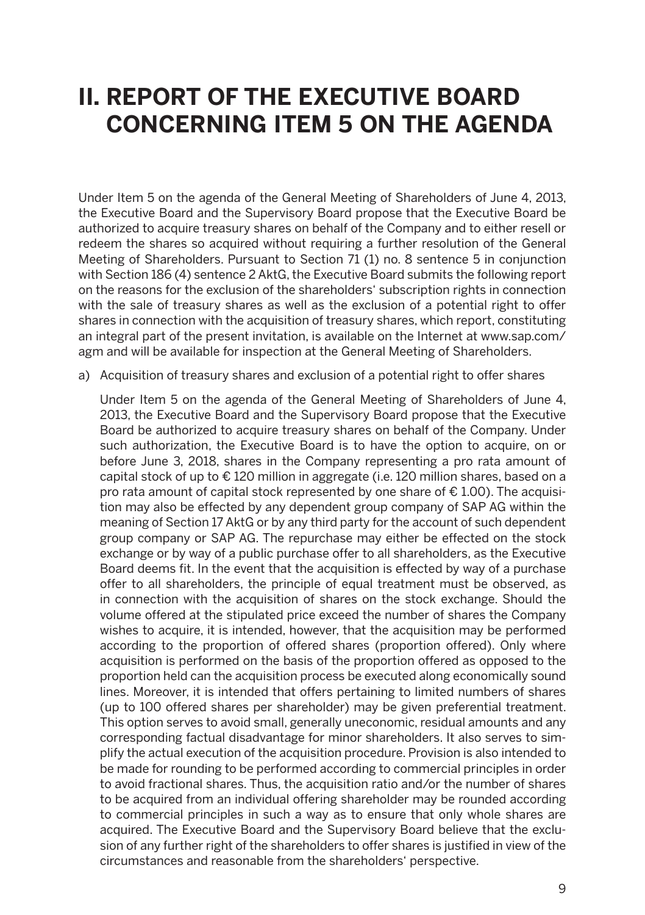# II. REPORT OF THE EXECUTIVE BOARD CONCERNING ITEM 5 ON THE AGENDA

Under Item 5 on the agenda of the General Meeting of Shareholders of June 4, 2013, the Executive Board and the Supervisory Board propose that the Executive Board be authorized to acquire treasury shares on behalf of the Company and to either resell or redeem the shares so acquired without requiring a further resolution of the General Meeting of Shareholders. Pursuant to Section 71 (1) no. 8 sentence 5 in conjunction with Section 186 (4) sentence 2 AktG, the Executive Board submits the following report on the reasons for the exclusion of the shareholders' subscription rights in connection with the sale of treasury shares as well as the exclusion of a potential right to offer shares in connection with the acquisition of treasury shares, which report, constituting an integral part of the present invitation, is available on the Internet at www.sap.com/agm and will be available for inspection at the General Meeting of Shareholders.

a) Acquisition of treasury shares and exclusion of a potential right to offer shares

Under Item 5 on the agenda of the General Meeting of Shareholders of June 4, 2013, the Executive Board and the Supervisory Board propose that the Executive Board be authorized to acquire treasury shares on behalf of the Company. Under such authorization, the Executive Board is to have the option to acquire, on or before June 3, 2018, shares in the Company representing a pro rata amount of capital stock of up to € 120 million in aggregate (i.e. 120 million shares, based on a pro rata amount of capital stock represented by one share of € 1.00). The acquisition may also be effected by any dependent group company of SAP AG within the meaning of Section 17 AktG or by any third party for the account of such dependent group company or SAP AG. The repurchase may either be effected on the stock exchange or by way of a public purchase offer to all shareholders, as the Executive Board deems fit. In the event that the acquisition is effected by way of a purchase offer to all shareholders, the principle of equal treatment must be observed, as in connection with the acquisition of shares on the stock exchange. Should the volume offered at the stipulated price exceed the number of shares the Company wishes to acquire, it is intended, however, that the acquisition may be performed according to the proportion of offered shares (proportion offered). Only where acquisition is performed on the basis of the proportion offered as opposed to the proportion held can the acquisition process be executed along economically sound lines. Moreover, it is intended that offers pertaining to limited numbers of shares (up to 100 offered shares per shareholder) may be given preferential treatment. This option serves to avoid small, generally uneconomic, residual amounts and any corresponding factual disadvantage for minor shareholders. It also serves to simplify the actual execution of the acquisition procedure. Provision is also intended to be made for rounding to be performed according to commercial principles in order to avoid fractional shares. Thus, the acquisition ratio and/or the number of shares to be acquired from an individual offering shareholder may be rounded according to commercial principles in such a way as to ensure that only whole shares are acquired. The Executive Board and the Supervisory Board believe that the exclusion of any further right of the shareholders to offer shares is justified in view of the circumstances and reasonable from the shareholders' perspective.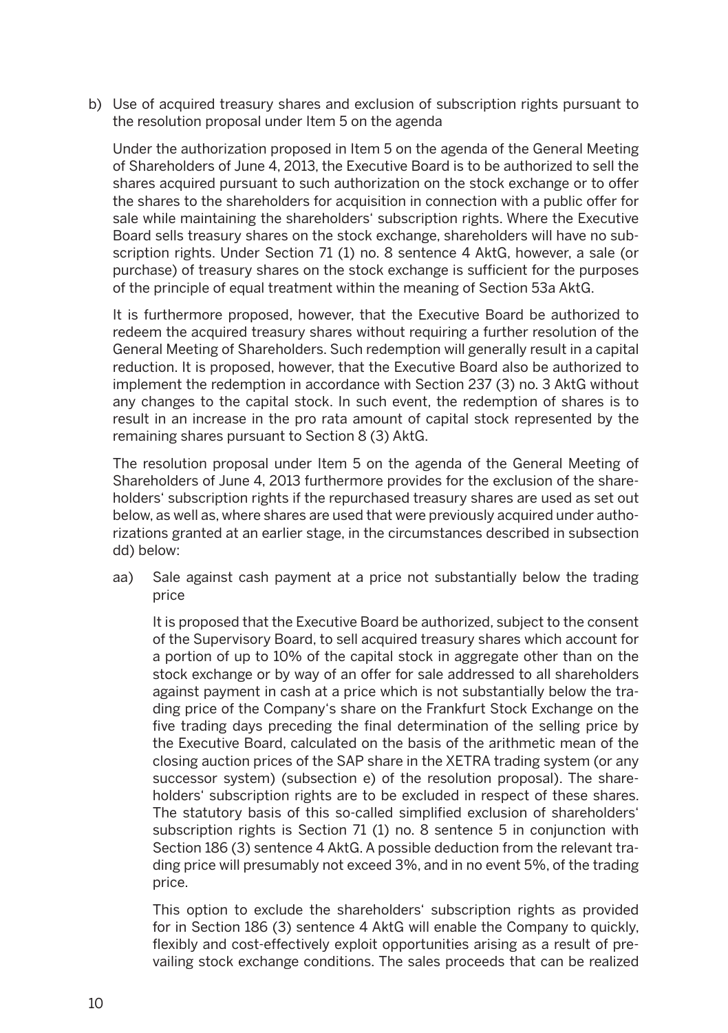b) Use of acquired treasury shares and exclusion of subscription rights pursuant to the resolution proposal under Item 5 on the agenda

Under the authorization proposed in Item 5 on the agenda of the General Meeting of Shareholders of June 4, 2013, the Executive Board is to be authorized to sell the shares acquired pursuant to such authorization on the stock exchange or to offer the shares to the shareholders for acquisition in connection with a public offer for sale while maintaining the shareholders' subscription rights. Where the Executive Board sells treasury shares on the stock exchange, shareholders will have no subscription rights. Under Section 71 (1) no. 8 sentence 4 AktG, however, a sale (or purchase) of treasury shares on the stock exchange is sufficient for the purposes of the principle of equal treatment within the meaning of Section 53a AktG.

It is furthermore proposed, however, that the Executive Board be authorized to redeem the acquired treasury shares without requiring a further resolution of the General Meeting of Shareholders. Such redemption will generally result in a capital reduction. It is proposed, however, that the Executive Board also be authorized to implement the redemption in accordance with Section 237 (3) no. 3 AktG without any changes to the capital stock. In such event, the redemption of shares is to result in an increase in the pro rata amount of capital stock represented by the remaining shares pursuant to Section 8 (3) AktG.

The resolution proposal under Item 5 on the agenda of the General Meeting of Shareholders of June 4, 2013 furthermore provides for the exclusion of the shareholders' subscription rights if the repurchased treasury shares are used as set out below, as well as, where shares are used that were previously acquired under authorizations granted at an earlier stage, in the circumstances described in subsection dd) below:

aa) Sale against cash payment at a price not substantially below the trading price

It is proposed that the Executive Board be authorized, subject to the consent of the Supervisory Board, to sell acquired treasury shares which account for a portion of up to 10% of the capital stock in aggregate other than on the stock exchange or by way of an offer for sale addressed to all shareholders against payment in cash at a price which is not substantially below the trading price of the Company's share on the Frankfurt Stock Exchange on the five trading days preceding the final determination of the selling price by the Executive Board, calculated on the basis of the arithmetic mean of the closing auction prices of the SAP share in the XETRA trading system (or any successor system) (subsection e) of the resolution proposal). The shareholders' subscription rights are to be excluded in respect of these shares. The statutory basis of this so-called simplified exclusion of shareholders' subscription rights is Section 71 (1) no. 8 sentence 5 in conjunction with Section 186 (3) sentence 4 AktG. A possible deduction from the relevant trading price will presumably not exceed 3%, and in no event 5%, of the trading price.

This option to exclude the shareholders' subscription rights as provided for in Section 186 (3) sentence 4 AktG will enable the Company to quickly, flexibly and cost-effectively exploit opportunities arising as a result of prevailing stock exchange conditions. The sales proceeds that can be realized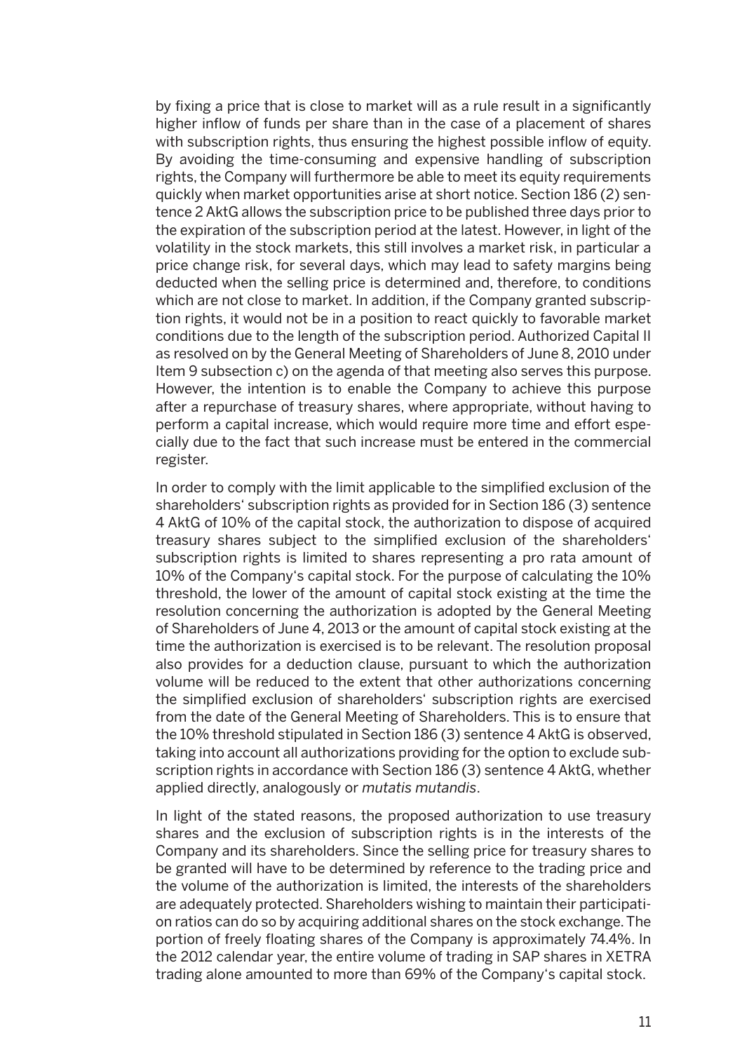by fixing a price that is close to market will as a rule result in a significantly higher inflow of funds per share than in the case of a placement of shares with subscription rights, thus ensuring the highest possible inflow of equity. By avoiding the time-consuming and expensive handling of subscription rights, the Company will furthermore be able to meet its equity requirements quickly when market opportunities arise at short notice. Section 186 (2) sentence 2 AktG allows the subscription price to be published three days prior to the expiration of the subscription period at the latest. However, in light of the volatility in the stock markets, this still involves a market risk, in particular a price change risk, for several days, which may lead to safety margins being deducted when the selling price is determined and, therefore, to conditions which are not close to market. In addition, if the Company granted subscription rights, it would not be in a position to react quickly to favorable market conditions due to the length of the subscription period. Authorized Capital II as resolved on by the General Meeting of Shareholders of June 8, 2010 under Item 9 subsection c) on the agenda of that meeting also serves this purpose. However, the intention is to enable the Company to achieve this purpose after a repurchase of treasury shares, where appropriate, without having to perform a capital increase, which would require more time and effort especially due to the fact that such increase must be entered in the commercial register.

In order to comply with the limit applicable to the simplified exclusion of the shareholders' subscription rights as provided for in Section 186 (3) sentence 4 AktG of 10% of the capital stock, the authorization to dispose of acquired treasury shares subject to the simplified exclusion of the shareholders' subscription rights is limited to shares representing a pro rata amount of 10% of the Company's capital stock. For the purpose of calculating the 10% threshold, the lower of the amount of capital stock existing at the time the resolution concerning the authorization is adopted by the General Meeting of Shareholders of June 4, 2013 or the amount of capital stock existing at the time the authorization is exercised is to be relevant. The resolution proposal also provides for a deduction clause, pursuant to which the authorization volume will be reduced to the extent that other authorizations concerning the simplified exclusion of shareholders' subscription rights are exercised from the date of the General Meeting of Shareholders. This is to ensure that the 10% threshold stipulated in Section 186 (3) sentence 4 AktG is observed, taking into account all authorizations providing for the option to exclude subscription rights in accordance with Section 186 (3) sentence 4 AktG, whether applied directly, analogously or *mutatis mutandis*.

In light of the stated reasons, the proposed authorization to use treasury shares and the exclusion of subscription rights is in the interests of the Company and its shareholders. Since the selling price for treasury shares to be granted will have to be determined by reference to the trading price and the volume of the authorization is limited, the interests of the shareholders are adequately protected. Shareholders wishing to maintain their participation ratios can do so by acquiring additional shares on the stock exchange. The portion of freely floating shares of the Company is approximately 74.4%. In the 2012 calendar year, the entire volume of trading in SAP shares in XETRA trading alone amounted to more than 69% of the Company's capital stock.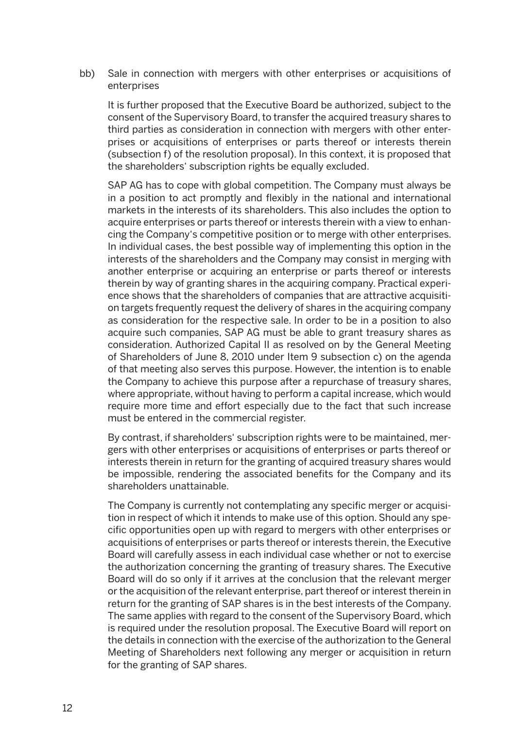bb) Sale in connection with mergers with other enterprises or acquisitions of enterprises

It is further proposed that the Executive Board be authorized, subject to the consent of the Supervisory Board, to transfer the acquired treasury shares to third parties as consideration in connection with mergers with other enterprises or acquisitions of enterprises or parts thereof or interests therein (subsection f) of the resolution proposal). In this context, it is proposed that the shareholders' subscription rights be equally excluded.

SAP AG has to cope with global competition. The Company must always be in a position to act promptly and flexibly in the national and international markets in the interests of its shareholders. This also includes the option to acquire enterprises or parts thereof or interests therein with a view to enhancing the Company's competitive position or to merge with other enterprises. In individual cases, the best possible way of implementing this option in the interests of the shareholders and the Company may consist in merging with another enterprise or acquiring an enterprise or parts thereof or interests therein by way of granting shares in the acquiring company. Practical experience shows that the shareholders of companies that are attractive acquisition targets frequently request the delivery of shares in the acquiring company as consideration for the respective sale. In order to be in a position to also acquire such companies, SAP AG must be able to grant treasury shares as consideration. Authorized Capital II as resolved on by the General Meeting of Shareholders of June 8, 2010 under Item 9 subsection c) on the agenda of that meeting also serves this purpose. However, the intention is to enable the Company to achieve this purpose after a repurchase of treasury shares, where appropriate, without having to perform a capital increase, which would require more time and effort especially due to the fact that such increase must be entered in the commercial register.

By contrast, if shareholders' subscription rights were to be maintained, mergers with other enterprises or acquisitions of enterprises or parts thereof or interests therein in return for the granting of acquired treasury shares would be impossible, rendering the associated benefits for the Company and its shareholders unattainable.

The Company is currently not contemplating any specific merger or acquisition in respect of which it intends to make use of this option. Should any specific opportunities open up with regard to mergers with other enterprises or acquisitions of enterprises or parts thereof or interests therein, the Executive Board will carefully assess in each individual case whether or not to exercise the authorization concerning the granting of treasury shares. The Executive Board will do so only if it arrives at the conclusion that the relevant merger or the acquisition of the relevant enterprise, part thereof or interest therein in return for the granting of SAP shares is in the best interests of the Company. The same applies with regard to the consent of the Supervisory Board, which is required under the resolution proposal. The Executive Board will report on the details in connection with the exercise of the authorization to the General Meeting of Shareholders next following any merger or acquisition in return for the granting of SAP shares.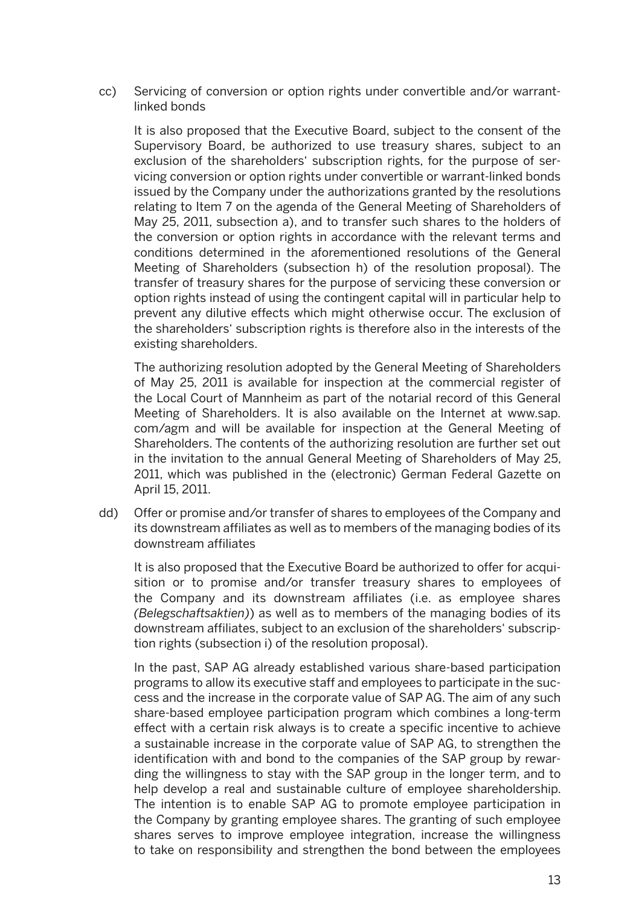cc) Servicing of conversion or option rights under convertible and/or warrant-linked bonds

It is also proposed that the Executive Board, subject to the consent of the Supervisory Board, be authorized to use treasury shares, subject to an exclusion of the shareholders' subscription rights, for the purpose of servicing conversion or option rights under convertible or warrant-linked bonds issued by the Company under the authorizations granted by the resolutions relating to Item 7 on the agenda of the General Meeting of Shareholders of May 25, 2011, subsection a), and to transfer such shares to the holders of the conversion or option rights in accordance with the relevant terms and conditions determined in the aforementioned resolutions of the General Meeting of Shareholders (subsection h) of the resolution proposal). The transfer of treasury shares for the purpose of servicing these conversion or option rights instead of using the contingent capital will in particular help to prevent any dilutive effects which might otherwise occur. The exclusion of the shareholders' subscription rights is therefore also in the interests of the existing shareholders.

The authorizing resolution adopted by the General Meeting of Shareholders of May 25, 2011 is available for inspection at the commercial register of the Local Court of Mannheim as part of the notarial record of this General Meeting of Shareholders. It is also available on the Internet at www.sap.com/agm and will be available for inspection at the General Meeting of Shareholders. The contents of the authorizing resolution are further set out in the invitation to the annual General Meeting of Shareholders of May 25, 2011, which was published in the (electronic) German Federal Gazette on April 15, 2011.

dd) Offer or promise and/or transfer of shares to employees of the Company and its downstream affiliates as well as to members of the managing bodies of its downstream affiliates

It is also proposed that the Executive Board be authorized to offer for acquisition or to promise and/or transfer treasury shares to employees of the Company and its downstream affiliates (i.e. as employee shares *(Belegschaftsaktien)*) as well as to members of the managing bodies of its downstream affiliates, subject to an exclusion of the shareholders' subscription rights (subsection i) of the resolution proposal).

In the past, SAP AG already established various share-based participation programs to allow its executive staff and employees to participate in the success and the increase in the corporate value of SAP AG. The aim of any such share-based employee participation program which combines a long-term effect with a certain risk always is to create a specific incentive to achieve a sustainable increase in the corporate value of SAP AG, to strengthen the identification with and bond to the companies of the SAP group by rewarding the willingness to stay with the SAP group in the longer term, and to help develop a real and sustainable culture of employee shareholdership. The intention is to enable SAP AG to promote employee participation in the Company by granting employee shares. The granting of such employee shares serves to improve employee integration, increase the willingness to take on responsibility and strengthen the bond between the employees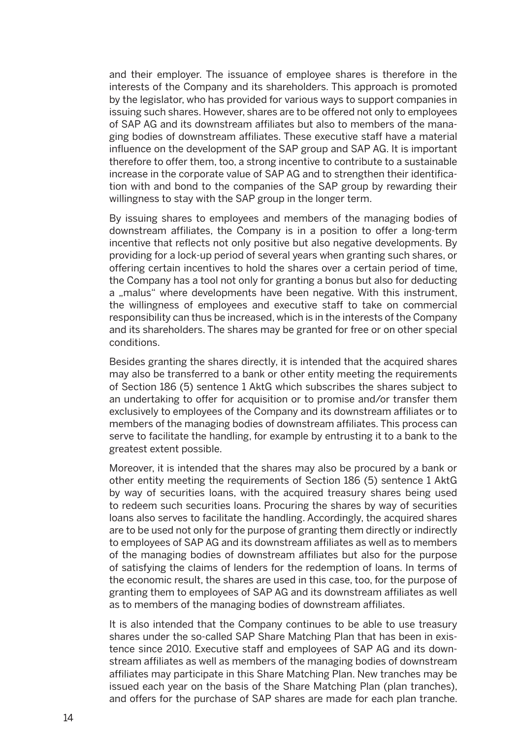and their employer. The issuance of employee shares is therefore in the interests of the Company and its shareholders. This approach is promoted by the legislator, who has provided for various ways to support companies in issuing such shares. However, shares are to be offered not only to employees of SAP AG and its downstream affiliates but also to members of the managing bodies of downstream affiliates. These executive staff have a material influence on the development of the SAP group and SAP AG. It is important therefore to offer them, too, a strong incentive to contribute to a sustainable increase in the corporate value of SAP AG and to strengthen their identification with and bond to the companies of the SAP group by rewarding their willingness to stay with the SAP group in the longer term.

By issuing shares to employees and members of the managing bodies of downstream affiliates, the Company is in a position to offer a long-term incentive that reflects not only positive but also negative developments. By providing for a lock-up period of several years when granting such shares, or offering certain incentives to hold the shares over a certain period of time, the Company has a tool not only for granting a bonus but also for deducting a „malus“ where developments have been negative. With this instrument, the willingness of employees and executive staff to take on commercial responsibility can thus be increased, which is in the interests of the Company and its shareholders. The shares may be granted for free or on other special conditions.

Besides granting the shares directly, it is intended that the acquired shares may also be transferred to a bank or other entity meeting the requirements of Section 186 (5) sentence 1 AktG which subscribes the shares subject to an undertaking to offer for acquisition or to promise and/or transfer them exclusively to employees of the Company and its downstream affiliates or to members of the managing bodies of downstream affiliates. This process can serve to facilitate the handling, for example by entrusting it to a bank to the greatest extent possible.

Moreover, it is intended that the shares may also be procured by a bank or other entity meeting the requirements of Section 186 (5) sentence 1 AktG by way of securities loans, with the acquired treasury shares being used to redeem such securities loans. Procuring the shares by way of securities loans also serves to facilitate the handling. Accordingly, the acquired shares are to be used not only for the purpose of granting them directly or indirectly to employees of SAP AG and its downstream affiliates as well as to members of the managing bodies of downstream affiliates but also for the purpose of satisfying the claims of lenders for the redemption of loans. In terms of the economic result, the shares are used in this case, too, for the purpose of granting them to employees of SAP AG and its downstream affiliates as well as to members of the managing bodies of downstream affiliates.

It is also intended that the Company continues to be able to use treasury shares under the so-called SAP Share Matching Plan that has been in existence since 2010. Executive staff and employees of SAP AG and its downstream affiliates as well as members of the managing bodies of downstream affiliates may participate in this Share Matching Plan. New tranches may be issued each year on the basis of the Share Matching Plan (plan tranches), and offers for the purchase of SAP shares are made for each plan tranche.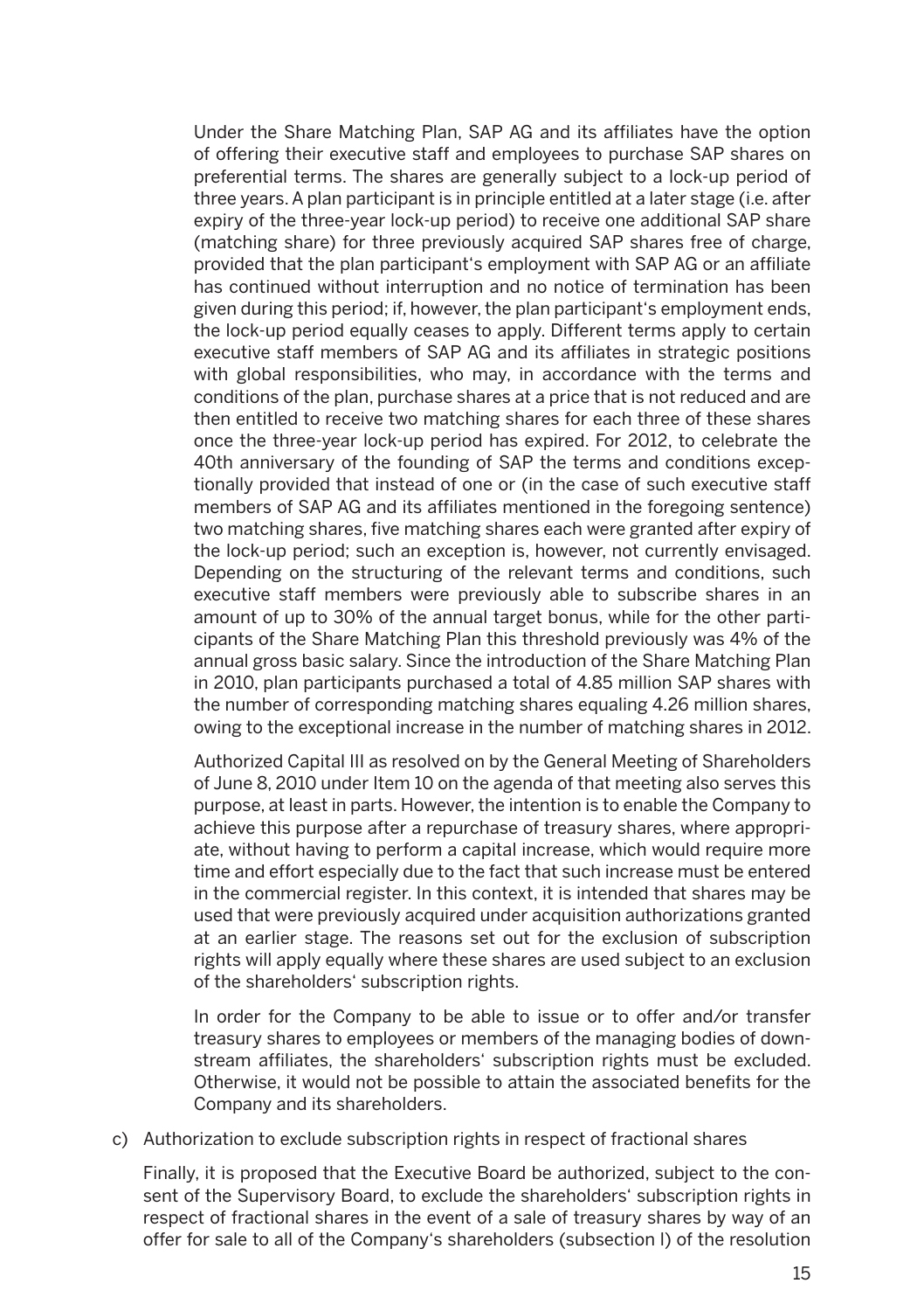Under the Share Matching Plan, SAP AG and its affiliates have the option of offering their executive staff and employees to purchase SAP shares on preferential terms. The shares are generally subject to a lock-up period of three years. A plan participant is in principle entitled at a later stage (i.e. after expiry of the three-year lock-up period) to receive one additional SAP share (matching share) for three previously acquired SAP shares free of charge, provided that the plan participant's employment with SAP AG or an affiliate has continued without interruption and no notice of termination has been given during this period; if, however, the plan participant's employment ends, the lock-up period equally ceases to apply. Different terms apply to certain executive staff members of SAP AG and its affiliates in strategic positions with global responsibilities, who may, in accordance with the terms and conditions of the plan, purchase shares at a price that is not reduced and are then entitled to receive two matching shares for each three of these shares once the three-year lock-up period has expired. For 2012, to celebrate the 40th anniversary of the founding of SAP the terms and conditions exceptionally provided that instead of one or (in the case of such executive staff members of SAP AG and its affiliates mentioned in the foregoing sentence) two matching shares, five matching shares each were granted after expiry of the lock-up period; such an exception is, however, not currently envisaged. Depending on the structuring of the relevant terms and conditions, such executive staff members were previously able to subscribe shares in an amount of up to 30% of the annual target bonus, while for the other participants of the Share Matching Plan this threshold previously was 4% of the annual gross basic salary. Since the introduction of the Share Matching Plan in 2010, plan participants purchased a total of 4.85 million SAP shares with the number of corresponding matching shares equaling 4.26 million shares, owing to the exceptional increase in the number of matching shares in 2012.

Authorized Capital III as resolved on by the General Meeting of Shareholders of June 8, 2010 under Item 10 on the agenda of that meeting also serves this purpose, at least in parts. However, the intention is to enable the Company to achieve this purpose after a repurchase of treasury shares, where appropriate, without having to perform a capital increase, which would require more time and effort especially due to the fact that such increase must be entered in the commercial register. In this context, it is intended that shares may be used that were previously acquired under acquisition authorizations granted at an earlier stage. The reasons set out for the exclusion of subscription rights will apply equally where these shares are used subject to an exclusion of the shareholders' subscription rights.

In order for the Company to be able to issue or to offer and/or transfer treasury shares to employees or members of the managing bodies of downstream affiliates, the shareholders' subscription rights must be excluded. Otherwise, it would not be possible to attain the associated benefits for the Company and its shareholders.

c) Authorization to exclude subscription rights in respect of fractional shares

Finally, it is proposed that the Executive Board be authorized, subject to the consent of the Supervisory Board, to exclude the shareholders' subscription rights in respect of fractional shares in the event of a sale of treasury shares by way of an offer for sale to all of the Company's shareholders (subsection I) of the resolution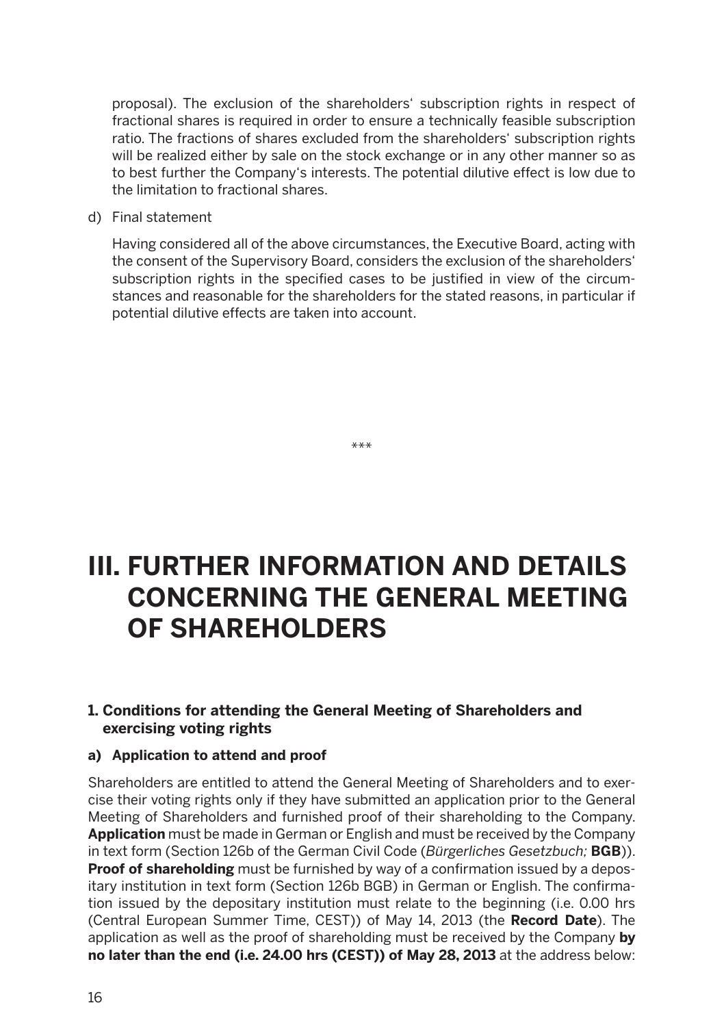proposal). The exclusion of the shareholders' subscription rights in respect of fractional shares is required in order to ensure a technically feasible subscription ratio. The fractions of shares excluded from the shareholders' subscription rights will be realized either by sale on the stock exchange or in any other manner so as to best further the Company's interests. The potential dilutive effect is low due to the limitation to fractional shares.

d) Final statement

Having considered all of the above circumstances, the Executive Board, acting with the consent of the Supervisory Board, considers the exclusion of the shareholders' subscription rights in the specified cases to be justified in view of the circumstances and reasonable for the shareholders for the stated reasons, in particular if potential dilutive effects are taken into account.

***

# III. FURTHER INFORMATION AND DETAILS CONCERNING THE GENERAL MEETING OF SHAREHOLDERS

## 1. Conditions for attending the General Meeting of Shareholders and exercising voting rights

### a) Application to attend and proof

Shareholders are entitled to attend the General Meeting of Shareholders and to exercise their voting rights only if they have submitted an application prior to the General Meeting of Shareholders and furnished proof of their shareholding to the Company. **Application** must be made in German or English and must be received by the Company in text form (Section 126b of the German Civil Code (*Bürgerliches Gesetzbuch;* **BGB**)). **Proof of shareholding** must be furnished by way of a confirmation issued by a depositary institution in text form (Section 126b BGB) in German or English. The confirmation issued by the depositary institution must relate to the beginning (i.e. 0.00 hrs (Central European Summer Time, CEST)) of May 14, 2013 (the **Record Date**). The application as well as the proof of shareholding must be received by the Company **by no later than the end (i.e. 24.00 hrs (CEST)) of May 28, 2013** at the address below: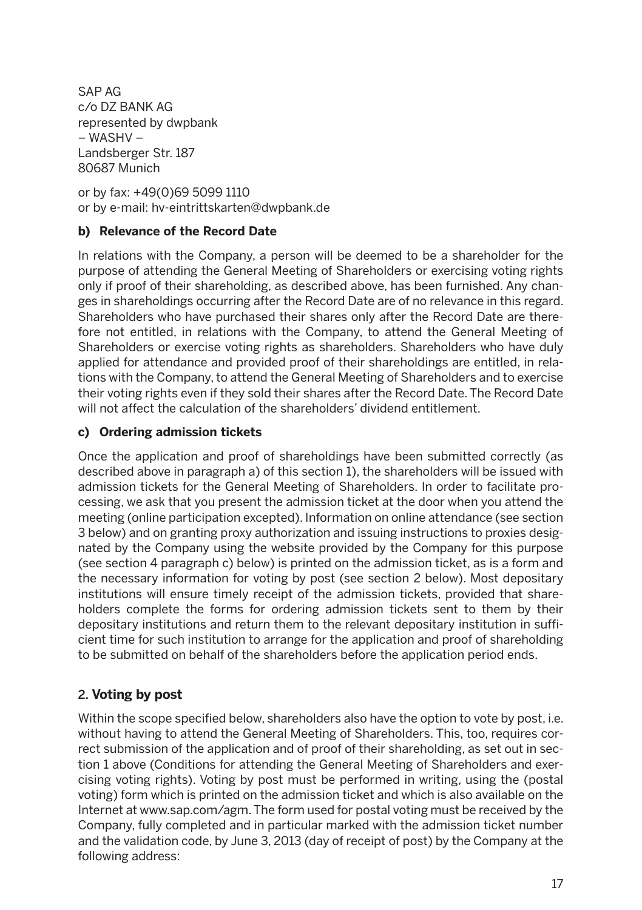SAP AG
c/o DZ BANK AG
represented by dwpbank
– WASHV –
Landsberger Str. 187
80687 Munich

or by fax: +49(0)69 5099 1110
or by e-mail: hv-eintrittskarten@dwpbank.de

**b) Relevance of the Record Date**

In relations with the Company, a person will be deemed to be a shareholder for the purpose of attending the General Meeting of Shareholders or exercising voting rights only if proof of their shareholding, as described above, has been furnished. Any changes in shareholdings occurring after the Record Date are of no relevance in this regard. Shareholders who have purchased their shares only after the Record Date are therefore not entitled, in relations with the Company, to attend the General Meeting of Shareholders or exercise voting rights as shareholders. Shareholders who have duly applied for attendance and provided proof of their shareholdings are entitled, in relations with the Company, to attend the General Meeting of Shareholders and to exercise their voting rights even if they sold their shares after the Record Date. The Record Date will not affect the calculation of the shareholders' dividend entitlement.

**c) Ordering admission tickets**

Once the application and proof of shareholdings have been submitted correctly (as described above in paragraph a) of this section 1), the shareholders will be issued with admission tickets for the General Meeting of Shareholders. In order to facilitate processing, we ask that you present the admission ticket at the door when you attend the meeting (online participation excepted). Information on online attendance (see section 3 below) and on granting proxy authorization and issuing instructions to proxies designated by the Company using the website provided by the Company for this purpose (see section 4 paragraph c) below) is printed on the admission ticket, as is a form and the necessary information for voting by post (see section 2 below). Most depositary institutions will ensure timely receipt of the admission tickets, provided that shareholders complete the forms for ordering admission tickets sent to them by their depositary institutions and return them to the relevant depositary institution in sufficient time for such institution to arrange for the application and proof of shareholding to be submitted on behalf of the shareholders before the application period ends.

## 2. **Voting by post**

Within the scope specified below, shareholders also have the option to vote by post, i.e. without having to attend the General Meeting of Shareholders. This, too, requires correct submission of the application and of proof of their shareholding, as set out in section 1 above (Conditions for attending the General Meeting of Shareholders and exercising voting rights). Voting by post must be performed in writing, using the (postal voting) form which is printed on the admission ticket and which is also available on the Internet at www.sap.com/agm. The form used for postal voting must be received by the Company, fully completed and in particular marked with the admission ticket number and the validation code, by June 3, 2013 (day of receipt of post) by the Company at the following address: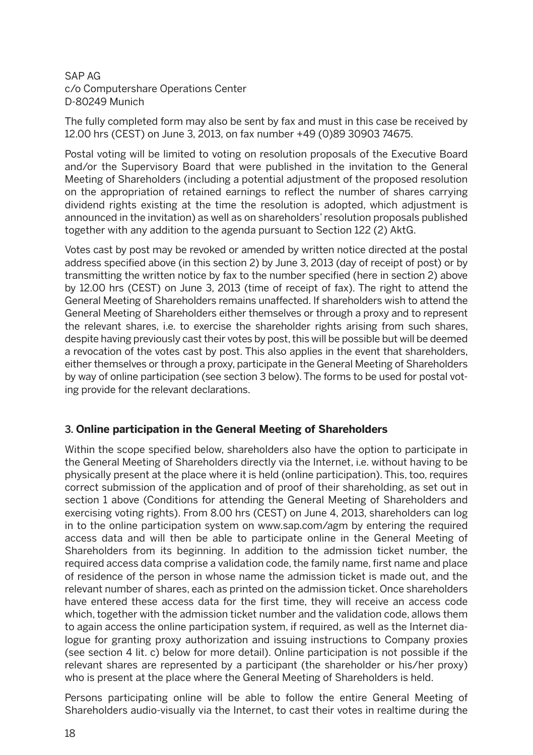SAP AG
c/o Computershare Operations Center
D-80249 Munich

The fully completed form may also be sent by fax and must in this case be received by 12.00 hrs (CEST) on June 3, 2013, on fax number +49 (0)89 30903 74675.

Postal voting will be limited to voting on resolution proposals of the Executive Board and/or the Supervisory Board that were published in the invitation to the General Meeting of Shareholders (including a potential adjustment of the proposed resolution on the appropriation of retained earnings to reflect the number of shares carrying dividend rights existing at the time the resolution is adopted, which adjustment is announced in the invitation) as well as on shareholders' resolution proposals published together with any addition to the agenda pursuant to Section 122 (2) AktG.

Votes cast by post may be revoked or amended by written notice directed at the postal address specified above (in this section 2) by June 3, 2013 (day of receipt of post) or by transmitting the written notice by fax to the number specified (here in section 2) above by 12.00 hrs (CEST) on June 3, 2013 (time of receipt of fax). The right to attend the General Meeting of Shareholders remains unaffected. If shareholders wish to attend the General Meeting of Shareholders either themselves or through a proxy and to represent the relevant shares, i.e. to exercise the shareholder rights arising from such shares, despite having previously cast their votes by post, this will be possible but will be deemed a revocation of the votes cast by post. This also applies in the event that shareholders, either themselves or through a proxy, participate in the General Meeting of Shareholders by way of online participation (see section 3 below). The forms to be used for postal voting provide for the relevant declarations.

### 3. **Online participation in the General Meeting of Shareholders**

Within the scope specified below, shareholders also have the option to participate in the General Meeting of Shareholders directly via the Internet, i.e. without having to be physically present at the place where it is held (online participation). This, too, requires correct submission of the application and of proof of their shareholding, as set out in section 1 above (Conditions for attending the General Meeting of Shareholders and exercising voting rights). From 8.00 hrs (CEST) on June 4, 2013, shareholders can log in to the online participation system on www.sap.com/agm by entering the required access data and will then be able to participate online in the General Meeting of Shareholders from its beginning. In addition to the admission ticket number, the required access data comprise a validation code, the family name, first name and place of residence of the person in whose name the admission ticket is made out, and the relevant number of shares, each as printed on the admission ticket. Once shareholders have entered these access data for the first time, they will receive an access code which, together with the admission ticket number and the validation code, allows them to again access the online participation system, if required, as well as the Internet dialogue for granting proxy authorization and issuing instructions to Company proxies (see section 4 lit. c) below for more detail). Online participation is not possible if the relevant shares are represented by a participant (the shareholder or his/her proxy) who is present at the place where the General Meeting of Shareholders is held.

Persons participating online will be able to follow the entire General Meeting of Shareholders audio-visually via the Internet, to cast their votes in realtime during the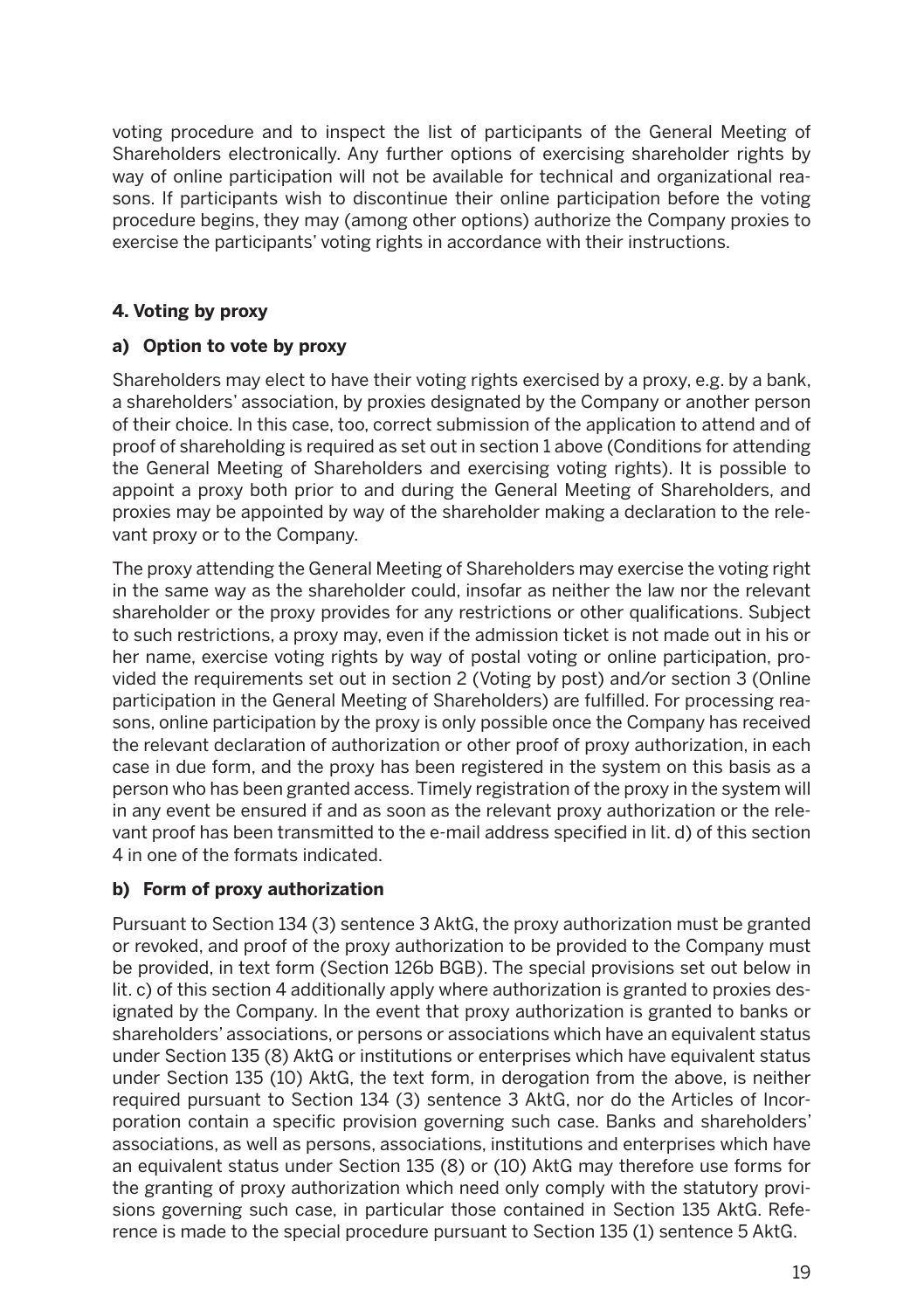voting procedure and to inspect the list of participants of the General Meeting of Shareholders electronically. Any further options of exercising shareholder rights by way of online participation will not be available for technical and organizational reasons. If participants wish to discontinue their online participation before the voting procedure begins, they may (among other options) authorize the Company proxies to exercise the participants' voting rights in accordance with their instructions.

#### 4. Voting by proxy

##### a) Option to vote by proxy

Shareholders may elect to have their voting rights exercised by a proxy, e.g. by a bank, a shareholders' association, by proxies designated by the Company or another person of their choice. In this case, too, correct submission of the application to attend and of proof of shareholding is required as set out in section 1 above (Conditions for attending the General Meeting of Shareholders and exercising voting rights). It is possible to appoint a proxy both prior to and during the General Meeting of Shareholders, and proxies may be appointed by way of the shareholder making a declaration to the relevant proxy or to the Company.

The proxy attending the General Meeting of Shareholders may exercise the voting right in the same way as the shareholder could, insofar as neither the law nor the relevant shareholder or the proxy provides for any restrictions or other qualifications. Subject to such restrictions, a proxy may, even if the admission ticket is not made out in his or her name, exercise voting rights by way of postal voting or online participation, provided the requirements set out in section 2 (Voting by post) and/or section 3 (Online participation in the General Meeting of Shareholders) are fulfilled. For processing reasons, online participation by the proxy is only possible once the Company has received the relevant declaration of authorization or other proof of proxy authorization, in each case in due form, and the proxy has been registered in the system on this basis as a person who has been granted access. Timely registration of the proxy in the system will in any event be ensured if and as soon as the relevant proxy authorization or the relevant proof has been transmitted to the e-mail address specified in lit. d) of this section 4 in one of the formats indicated.

##### b) Form of proxy authorization

Pursuant to Section 134 (3) sentence 3 AktG, the proxy authorization must be granted or revoked, and proof of the proxy authorization to be provided to the Company must be provided, in text form (Section 126b BGB). The special provisions set out below in lit. c) of this section 4 additionally apply where authorization is granted to proxies designated by the Company. In the event that proxy authorization is granted to banks or shareholders' associations, or persons or associations which have an equivalent status under Section 135 (8) AktG or institutions or enterprises which have equivalent status under Section 135 (10) AktG, the text form, in derogation from the above, is neither required pursuant to Section 134 (3) sentence 3 AktG, nor do the Articles of Incorporation contain a specific provision governing such case. Banks and shareholders' associations, as well as persons, associations, institutions and enterprises which have an equivalent status under Section 135 (8) or (10) AktG may therefore use forms for the granting of proxy authorization which need only comply with the statutory provisions governing such case, in particular those contained in Section 135 AktG. Reference is made to the special procedure pursuant to Section 135 (1) sentence 5 AktG.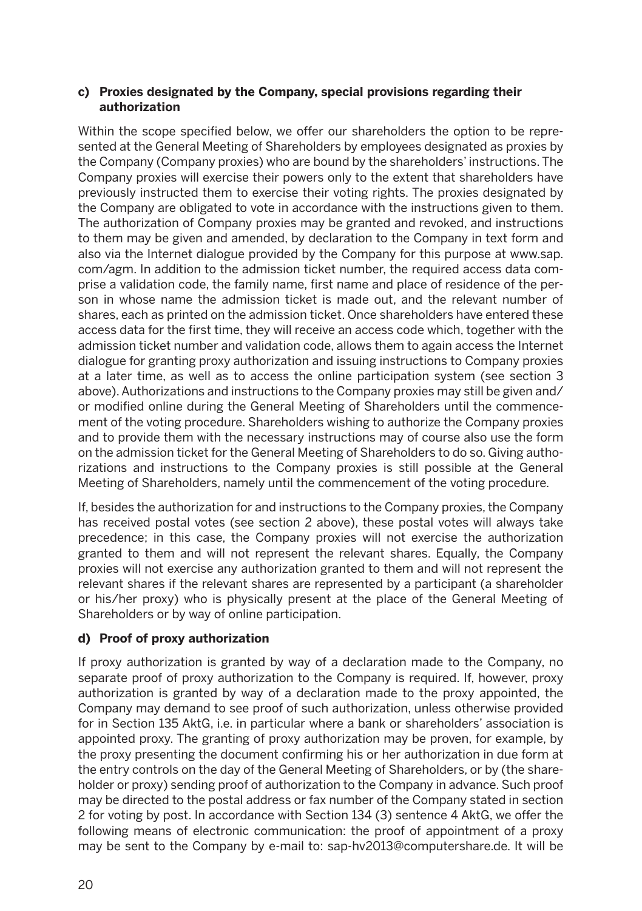### c) Proxies designated by the Company, special provisions regarding their authorization

Within the scope specified below, we offer our shareholders the option to be represented at the General Meeting of Shareholders by employees designated as proxies by the Company (Company proxies) who are bound by the shareholders' instructions. The Company proxies will exercise their powers only to the extent that shareholders have previously instructed them to exercise their voting rights. The proxies designated by the Company are obligated to vote in accordance with the instructions given to them. The authorization of Company proxies may be granted and revoked, and instructions to them may be given and amended, by declaration to the Company in text form and also via the Internet dialogue provided by the Company for this purpose at www.sap.com/agm. In addition to the admission ticket number, the required access data comprise a validation code, the family name, first name and place of residence of the person in whose name the admission ticket is made out, and the relevant number of shares, each as printed on the admission ticket. Once shareholders have entered these access data for the first time, they will receive an access code which, together with the admission ticket number and validation code, allows them to again access the Internet dialogue for granting proxy authorization and issuing instructions to Company proxies at a later time, as well as to access the online participation system (see section 3 above). Authorizations and instructions to the Company proxies may still be given and/or modified online during the General Meeting of Shareholders until the commencement of the voting procedure. Shareholders wishing to authorize the Company proxies and to provide them with the necessary instructions may of course also use the form on the admission ticket for the General Meeting of Shareholders to do so. Giving authorizations and instructions to the Company proxies is still possible at the General Meeting of Shareholders, namely until the commencement of the voting procedure.

If, besides the authorization for and instructions to the Company proxies, the Company has received postal votes (see section 2 above), these postal votes will always take precedence; in this case, the Company proxies will not exercise the authorization granted to them and will not represent the relevant shares. Equally, the Company proxies will not exercise any authorization granted to them and will not represent the relevant shares if the relevant shares are represented by a participant (a shareholder or his/her proxy) who is physically present at the place of the General Meeting of Shareholders or by way of online participation.

### d) Proof of proxy authorization

If proxy authorization is granted by way of a declaration made to the Company, no separate proof of proxy authorization to the Company is required. If, however, proxy authorization is granted by way of a declaration made to the proxy appointed, the Company may demand to see proof of such authorization, unless otherwise provided for in Section 135 AktG, i.e. in particular where a bank or shareholders' association is appointed proxy. The granting of proxy authorization may be proven, for example, by the proxy presenting the document confirming his or her authorization in due form at the entry controls on the day of the General Meeting of Shareholders, or by (the shareholder or proxy) sending proof of authorization to the Company in advance. Such proof may be directed to the postal address or fax number of the Company stated in section 2 for voting by post. In accordance with Section 134 (3) sentence 4 AktG, we offer the following means of electronic communication: the proof of appointment of a proxy may be sent to the Company by e-mail to: sap-hv2013@computershare.de. It will be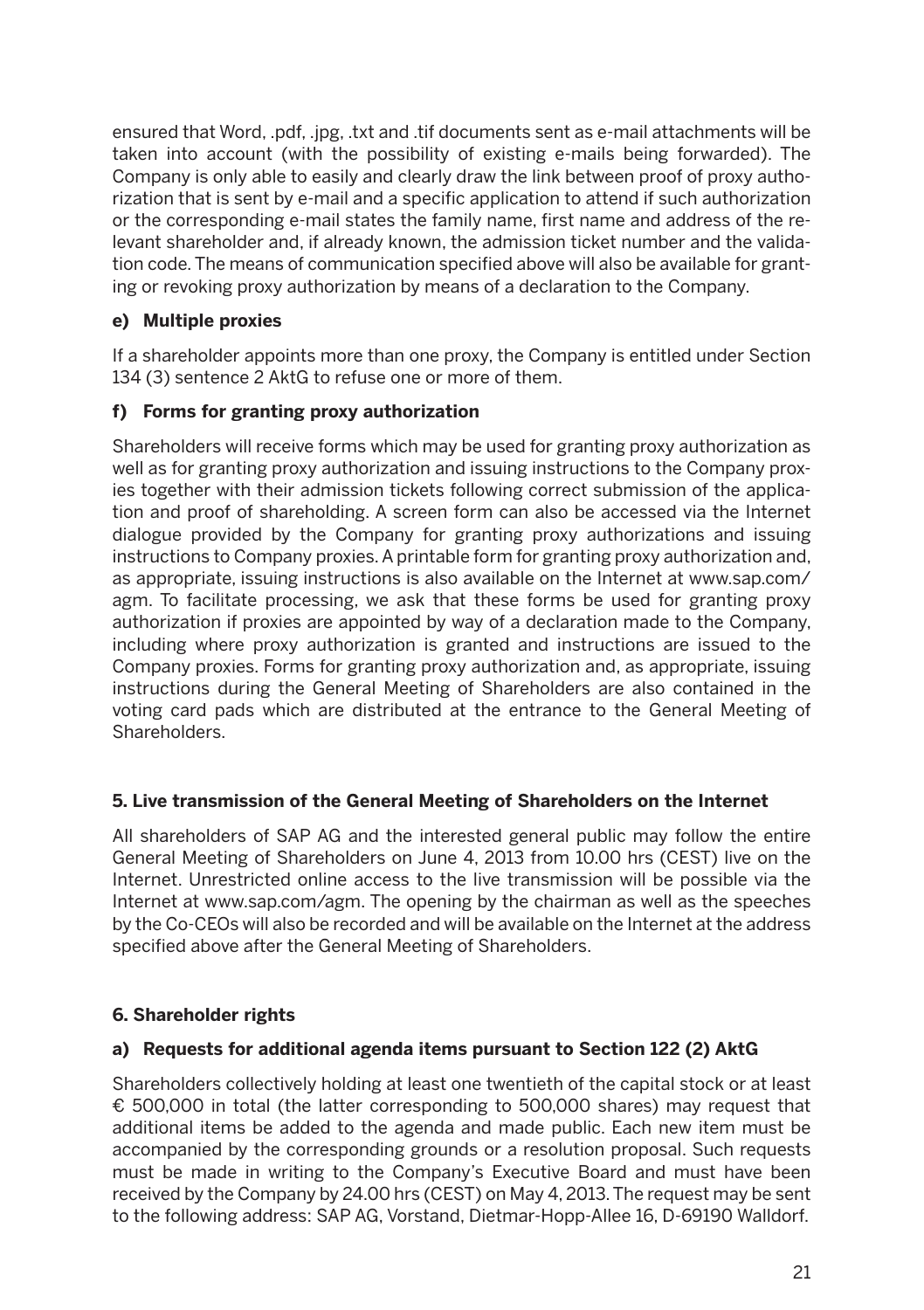ensured that Word, .pdf, .jpg, .txt and .tif documents sent as e-mail attachments will be taken into account (with the possibility of existing e-mails being forwarded). The Company is only able to easily and clearly draw the link between proof of proxy authorization that is sent by e-mail and a specific application to attend if such authorization or the corresponding e-mail states the family name, first name and address of the relevant shareholder and, if already known, the admission ticket number and the validation code. The means of communication specified above will also be available for granting or revoking proxy authorization by means of a declaration to the Company.

**e) Multiple proxies**

If a shareholder appoints more than one proxy, the Company is entitled under Section 134 (3) sentence 2 AktG to refuse one or more of them.

**f) Forms for granting proxy authorization**

Shareholders will receive forms which may be used for granting proxy authorization as well as for granting proxy authorization and issuing instructions to the Company proxies together with their admission tickets following correct submission of the application and proof of shareholding. A screen form can also be accessed via the Internet dialogue provided by the Company for granting proxy authorizations and issuing instructions to Company proxies. A printable form for granting proxy authorization and, as appropriate, issuing instructions is also available on the Internet at www.sap.com/agm. To facilitate processing, we ask that these forms be used for granting proxy authorization if proxies are appointed by way of a declaration made to the Company, including where proxy authorization is granted and instructions are issued to the Company proxies. Forms for granting proxy authorization and, as appropriate, issuing instructions during the General Meeting of Shareholders are also contained in the voting card pads which are distributed at the entrance to the General Meeting of Shareholders.

## 5. Live transmission of the General Meeting of Shareholders on the Internet

All shareholders of SAP AG and the interested general public may follow the entire General Meeting of Shareholders on June 4, 2013 from 10.00 hrs (CEST) live on the Internet. Unrestricted online access to the live transmission will be possible via the Internet at www.sap.com/agm. The opening by the chairman as well as the speeches by the Co-CEOs will also be recorded and will be available on the Internet at the address specified above after the General Meeting of Shareholders.

## 6. Shareholder rights

**a) Requests for additional agenda items pursuant to Section 122 (2) AktG**

Shareholders collectively holding at least one twentieth of the capital stock or at least € 500,000 in total (the latter corresponding to 500,000 shares) may request that additional items be added to the agenda and made public. Each new item must be accompanied by the corresponding grounds or a resolution proposal. Such requests must be made in writing to the Company's Executive Board and must have been received by the Company by 24.00 hrs (CEST) on May 4, 2013. The request may be sent to the following address: SAP AG, Vorstand, Dietmar-Hopp-Allee 16, D-69190 Walldorf.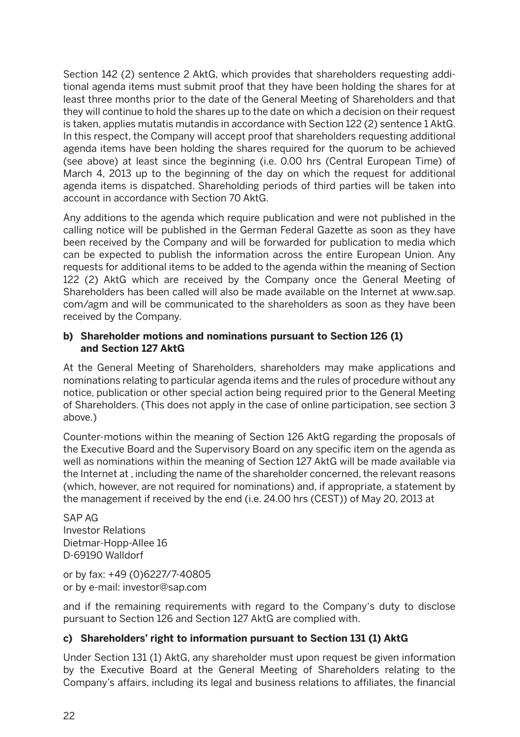Section 142 (2) sentence 2 AktG, which provides that shareholders requesting additional agenda items must submit proof that they have been holding the shares for at least three months prior to the date of the General Meeting of Shareholders and that they will continue to hold the shares up to the date on which a decision on their request is taken, applies mutatis mutandis in accordance with Section 122 (2) sentence 1 AktG. In this respect, the Company will accept proof that shareholders requesting additional agenda items have been holding the shares required for the quorum to be achieved (see above) at least since the beginning (i.e. 0.00 hrs (Central European Time) of March 4, 2013 up to the beginning of the day on which the request for additional agenda items is dispatched. Shareholding periods of third parties will be taken into account in accordance with Section 70 AktG.

Any additions to the agenda which require publication and were not published in the calling notice will be published in the German Federal Gazette as soon as they have been received by the Company and will be forwarded for publication to media which can be expected to publish the information across the entire European Union. Any requests for additional items to be added to the agenda within the meaning of Section 122 (2) AktG which are received by the Company once the General Meeting of Shareholders has been called will also be made available on the Internet at www.sap.com/agm and will be communicated to the shareholders as soon as they have been received by the Company.

**b) Shareholder motions and nominations pursuant to Section 126 (1) and Section 127 AktG**

At the General Meeting of Shareholders, shareholders may make applications and nominations relating to particular agenda items and the rules of procedure without any notice, publication or other special action being required prior to the General Meeting of Shareholders. (This does not apply in the case of online participation, see section 3 above.)

Counter-motions within the meaning of Section 126 AktG regarding the proposals of the Executive Board and the Supervisory Board on any specific item on the agenda as well as nominations within the meaning of Section 127 AktG will be made available via the Internet at , including the name of the shareholder concerned, the relevant reasons (which, however, are not required for nominations) and, if appropriate, a statement by the management if received by the end (i.e. 24.00 hrs (CEST)) of May 20, 2013 at

SAP AG  
Investor Relations  
Dietmar-Hopp-Allee 16  
D-69190 Walldorf

or by fax: +49 (0)6227/7-40805  
or by e-mail: investor@sap.com

and if the remaining requirements with regard to the Company's duty to disclose pursuant to Section 126 and Section 127 AktG are complied with.

**c) Shareholders' right to information pursuant to Section 131 (1) AktG**

Under Section 131 (1) AktG, any shareholder must upon request be given information by the Executive Board at the General Meeting of Shareholders relating to the Company's affairs, including its legal and business relations to affiliates, the financial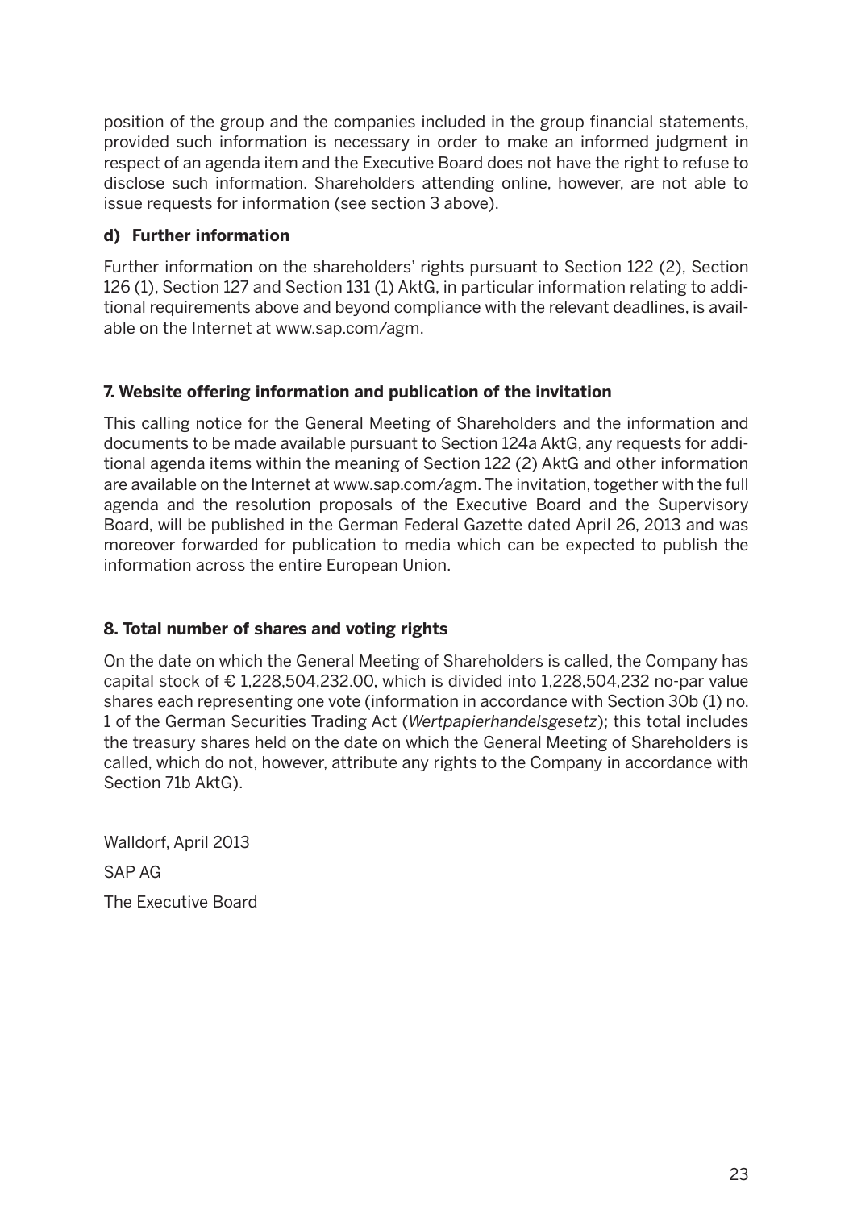position of the group and the companies included in the group financial statements, provided such information is necessary in order to make an informed judgment in respect of an agenda item and the Executive Board does not have the right to refuse to disclose such information. Shareholders attending online, however, are not able to issue requests for information (see section 3 above).

**d) Further information**

Further information on the shareholders' rights pursuant to Section 122 (2), Section 126 (1), Section 127 and Section 131 (1) AktG, in particular information relating to additional requirements above and beyond compliance with the relevant deadlines, is available on the Internet at www.sap.com/agm.

## 7. Website offering information and publication of the invitation

This calling notice for the General Meeting of Shareholders and the information and documents to be made available pursuant to Section 124a AktG, any requests for additional agenda items within the meaning of Section 122 (2) AktG and other information are available on the Internet at www.sap.com/agm. The invitation, together with the full agenda and the resolution proposals of the Executive Board and the Supervisory Board, will be published in the German Federal Gazette dated April 26, 2013 and was moreover forwarded for publication to media which can be expected to publish the information across the entire European Union.

## 8. Total number of shares and voting rights

On the date on which the General Meeting of Shareholders is called, the Company has capital stock of € 1,228,504,232.00, which is divided into 1,228,504,232 no-par value shares each representing one vote (information in accordance with Section 30b (1) no. 1 of the German Securities Trading Act (*Wertpapierhandelsgesetz*); this total includes the treasury shares held on the date on which the General Meeting of Shareholders is called, which do not, however, attribute any rights to the Company in accordance with Section 71b AktG).

Walldorf, April 2013

SAP AG

The Executive Board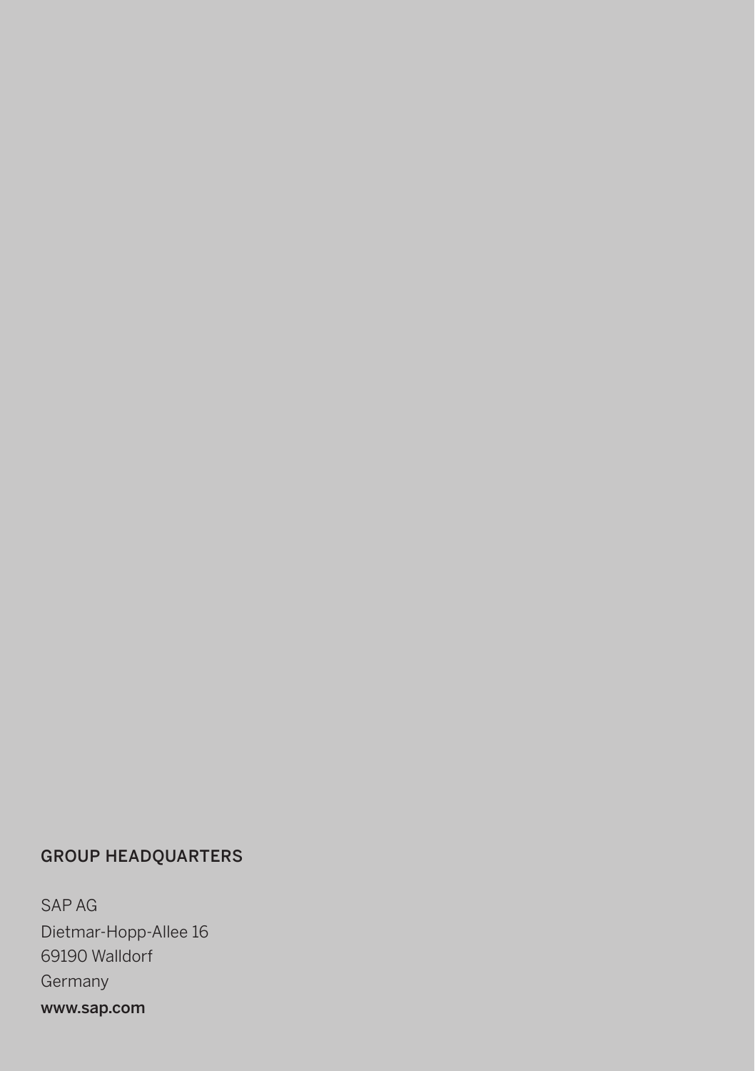## GROUP HEADQUARTERS

SAP AG  
Dietmar-Hopp-Allee 16  
69190 Walldorf  
Germany  
**www.sap.com**